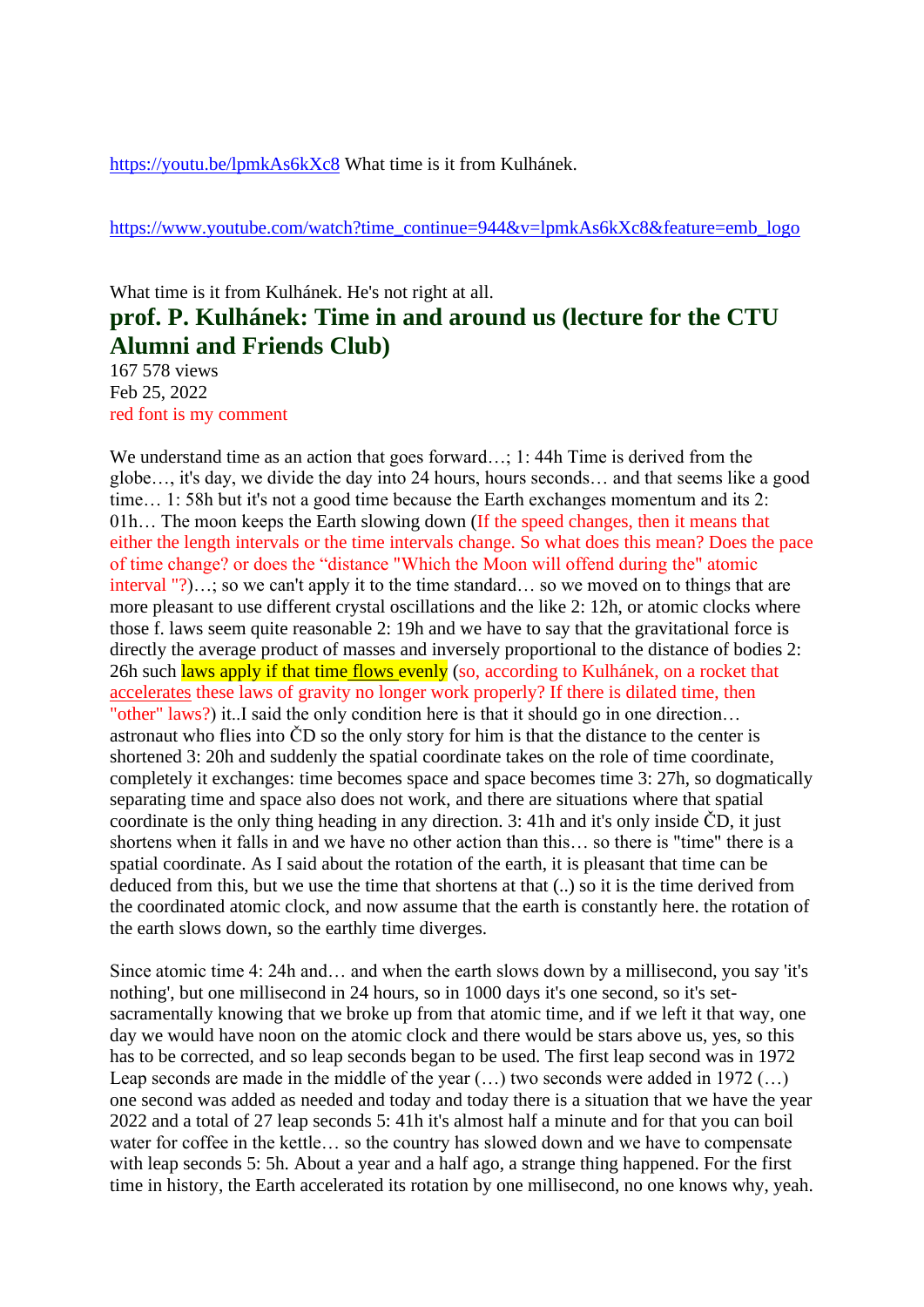https://youtu.be/lpmkAs6kXc8 What time is it from Kulhánek.

https://www.youtube.com/watch?time_continue=944&v=lpmkAs6kXc8&feature=emb_logo

What time is it from Kulhánek. He's not right at all.

## prof. P. Kulhánek: Time in and around us (lecture for the CTU Alumni and Friends Club)

167 578 views
Feb 25, 2022
red font is my comment

We understand time as an action that goes forward…; 1: 44h Time is derived from the globe…, it's day, we divide the day into 24 hours, hours seconds… and that seems like a good time… 1: 58h but it's not a good time because the Earth exchanges momentum and its 2: 01h… The moon keeps the Earth slowing down (If the speed changes, then it means that either the length intervals or the time intervals change. So what does this mean? Does the pace of time change? or does the "distance "Which the Moon will offend during the" atomic interval "?)…; so we can't apply it to the time standard… so we moved on to things that are more pleasant to use different crystal oscillations and the like 2: 12h, or atomic clocks where those f. laws seem quite reasonable 2: 19h and we have to say that the gravitational force is directly the average product of masses and inversely proportional to the distance of bodies 2: 26h such laws apply if that time flows evenly (so, according to Kulhánek, on a rocket that accelerates these laws of gravity no longer work properly? If there is dilated time, then "other" laws?) it..I said the only condition here is that it should go in one direction… astronaut who flies into ČD so the only story for him is that the distance to the center is shortened 3: 20h and suddenly the spatial coordinate takes on the role of time coordinate, completely it exchanges: time becomes space and space becomes time 3: 27h, so dogmatically separating time and space also does not work, and there are situations where that spatial coordinate is the only thing heading in any direction. 3: 41h and it's only inside ČD, it just shortens when it falls in and we have no other action than this… so there is "time" there is a spatial coordinate. As I said about the rotation of the earth, it is pleasant that time can be deduced from this, but we use the time that shortens at that (..) so it is the time derived from the coordinated atomic clock, and now assume that the earth is constantly here. the rotation of the earth slows down, so the earthly time diverges.

Since atomic time 4: 24h and… and when the earth slows down by a millisecond, you say 'it's nothing', but one millisecond in 24 hours, so in 1000 days it's one second, so it's set-sacramentally knowing that we broke up from that atomic time, and if we left it that way, one day we would have noon on the atomic clock and there would be stars above us, yes, so this has to be corrected, and so leap seconds began to be used. The first leap second was in 1972 Leap seconds are made in the middle of the year (…) two seconds were added in 1972 (…) one second was added as needed and today and today there is a situation that we have the year 2022 and a total of 27 leap seconds 5: 41h it's almost half a minute and for that you can boil water for coffee in the kettle… so the country has slowed down and we have to compensate with leap seconds 5: 5h. About a year and a half ago, a strange thing happened. For the first time in history, the Earth accelerated its rotation by one millisecond, no one knows why, yeah.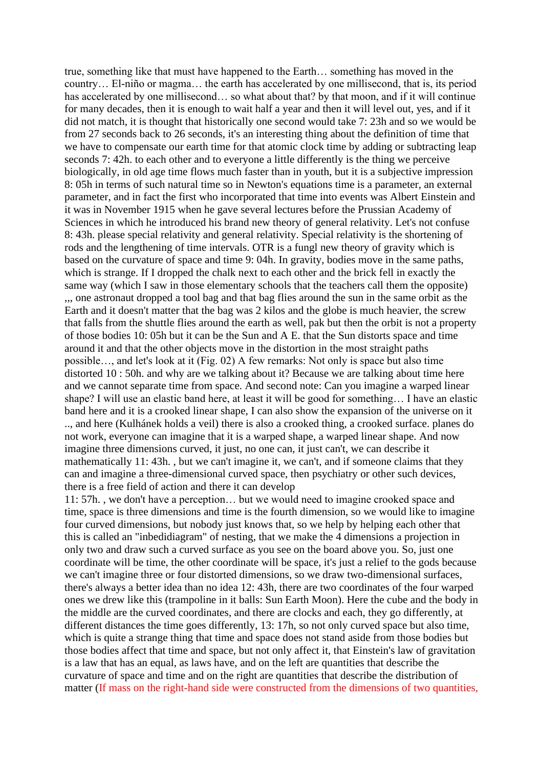true, something like that must have happened to the Earth… something has moved in the country… El-niño or magma… the earth has accelerated by one millisecond, that is, its period has accelerated by one millisecond… so what about that? by that moon, and if it will continue for many decades, then it is enough to wait half a year and then it will level out, yes, and if it did not match, it is thought that historically one second would take 7: 23h and so we would be from 27 seconds back to 26 seconds, it's an interesting thing about the definition of time that we have to compensate our earth time for that atomic clock time by adding or subtracting leap seconds 7: 42h. to each other and to everyone a little differently is the thing we perceive biologically, in old age time flows much faster than in youth, but it is a subjective impression 8: 05h in terms of such natural time so in Newton's equations time is a parameter, an external parameter, and in fact the first who incorporated that time into events was Albert Einstein and it was in November 1915 when he gave several lectures before the Prussian Academy of Sciences in which he introduced his brand new theory of general relativity. Let's not confuse 8: 43h. please special relativity and general relativity. Special relativity is the shortening of rods and the lengthening of time intervals. OTR is a fungl new theory of gravity which is based on the curvature of space and time 9: 04h. In gravity, bodies move in the same paths, which is strange. If I dropped the chalk next to each other and the brick fell in exactly the same way (which I saw in those elementary schools that the teachers call them the opposite) ,,, one astronaut dropped a tool bag and that bag flies around the sun in the same orbit as the Earth and it doesn't matter that the bag was 2 kilos and the globe is much heavier, the screw that falls from the shuttle flies around the earth as well, pak but then the orbit is not a property of those bodies 10: 05h but it can be the Sun and A E. that the Sun distorts space and time around it and that the other objects move in the distortion in the most straight paths possible…, and let's look at it (Fig. 02) A few remarks: Not only is space but also time distorted 10 : 50h. and why are we talking about it? Because we are talking about time here and we cannot separate time from space. And second note: Can you imagine a warped linear shape? I will use an elastic band here, at least it will be good for something… I have an elastic band here and it is a crooked linear shape, I can also show the expansion of the universe on it .., and here (Kulhánek holds a veil) there is also a crooked thing, a crooked surface. planes do not work, everyone can imagine that it is a warped shape, a warped linear shape. And now imagine three dimensions curved, it just, no one can, it just can't, we can describe it mathematically 11: 43h. , but we can't imagine it, we can't, and if someone claims that they can and imagine a three-dimensional curved space, then psychiatry or other such devices, there is a free field of action and there it can develop

11: 57h. , we don't have a perception… but we would need to imagine crooked space and time, space is three dimensions and time is the fourth dimension, so we would like to imagine four curved dimensions, but nobody just knows that, so we help by helping each other that this is called an "inbedidiagram" of nesting, that we make the 4 dimensions a projection in only two and draw such a curved surface as you see on the board above you. So, just one coordinate will be time, the other coordinate will be space, it's just a relief to the gods because we can't imagine three or four distorted dimensions, so we draw two-dimensional surfaces, there's always a better idea than no idea 12: 43h, there are two coordinates of the four warped ones we drew like this (trampoline in it balls: Sun Earth Moon). Here the cube and the body in the middle are the curved coordinates, and there are clocks and each, they go differently, at different distances the time goes differently, 13: 17h, so not only curved space but also time, which is quite a strange thing that time and space does not stand aside from those bodies but those bodies affect that time and space, but not only affect it, that Einstein's law of gravitation is a law that has an equal, as laws have, and on the left are quantities that describe the curvature of space and time and on the right are quantities that describe the distribution of matter (If mass on the right-hand side were constructed from the dimensions of two quantities,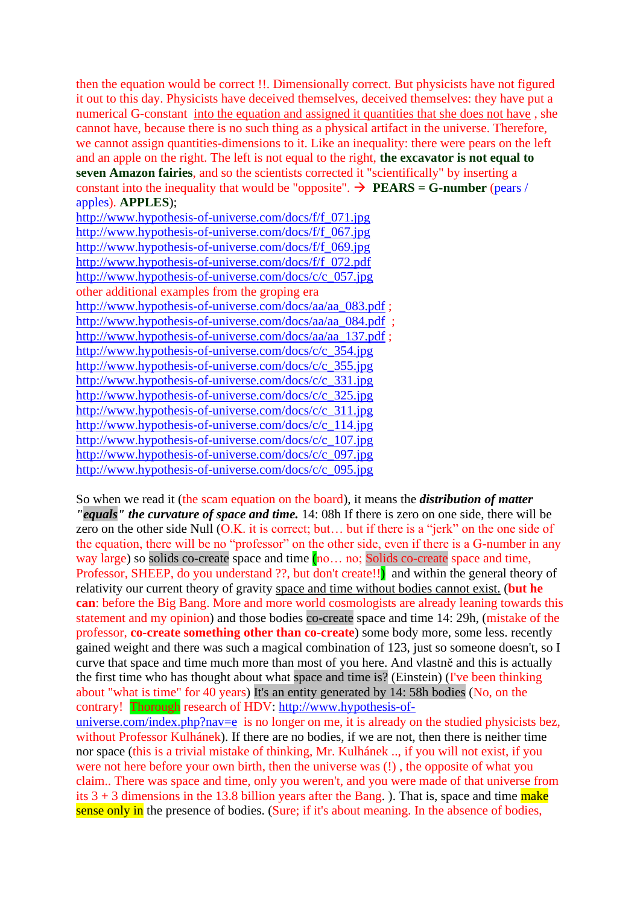then the equation would be correct !!. Dimensionally correct. But physicists have not figured it out to this day. Physicists have deceived themselves, deceived themselves: they have put a numerical G-constant into the equation and assigned it quantities that she does not have , she cannot have, because there is no such thing as a physical artifact in the universe. Therefore, we cannot assign quantities-dimensions to it. Like an inequality: there were pears on the left and an apple on the right. The left is not equal to the right, **the excavator is not equal to seven Amazon fairies**, and so the scientists corrected it "scientifically" by inserting a constant into the inequality that would be "opposite". → **PEARS = G-number** (pears / apples). **APPLES**);

http://www.hypothesis-of-universe.com/docs/f/f_071.jpg
http://www.hypothesis-of-universe.com/docs/f/f_067.jpg
http://www.hypothesis-of-universe.com/docs/f/f_069.jpg
http://www.hypothesis-of-universe.com/docs/f/f_072.pdf
http://www.hypothesis-of-universe.com/docs/c/c_057.jpg
other additional examples from the groping era
http://www.hypothesis-of-universe.com/docs/aa/aa_083.pdf ;
http://www.hypothesis-of-universe.com/docs/aa/aa_084.pdf ;
http://www.hypothesis-of-universe.com/docs/aa/aa_137.pdf ;
http://www.hypothesis-of-universe.com/docs/c/c_354.jpg
http://www.hypothesis-of-universe.com/docs/c/c_355.jpg
http://www.hypothesis-of-universe.com/docs/c/c_331.jpg
http://www.hypothesis-of-universe.com/docs/c/c_325.jpg
http://www.hypothesis-of-universe.com/docs/c/c_311.jpg
http://www.hypothesis-of-universe.com/docs/c/c_114.jpg
http://www.hypothesis-of-universe.com/docs/c/c_107.jpg
http://www.hypothesis-of-universe.com/docs/c/c_097.jpg
http://www.hypothesis-of-universe.com/docs/c/c_095.jpg

So when we read it (the scam equation on the board), it means the ***distribution of matter "equals" the curvature of space and time.*** 14: 08h If there is zero on one side, there will be zero on the other side Null (O.K. it is correct; but… but if there is a "jerk" on the one side of the equation, there will be no "professor" on the other side, even if there is a G-number in any way large) so solids co-create space and time (no… no; Solids co-create space and time, Professor, SHEEP, do you understand ??, but don't create!!) and within the general theory of relativity our current theory of gravity space and time without bodies cannot exist. (**but he can**: before the Big Bang. More and more world cosmologists are already leaning towards this statement and my opinion) and those bodies co-create space and time 14: 29h, (mistake of the professor, **co-create something other than co-create**) some body more, some less. recently gained weight and there was such a magical combination of 123, just so someone doesn't, so I curve that space and time much more than most of you here. And vlastně and this is actually the first time who has thought about what space and time is? (Einstein) (I've been thinking about "what is time" for 40 years) It's an entity generated by 14: 58h bodies (No, on the contrary! Thorough research of HDV: http://www.hypothesis-of-universe.com/index.php?nav=e is no longer on me, it is already on the studied physicists bez, without Professor Kulhánek). If there are no bodies, if we are not, then there is neither time nor space (this is a trivial mistake of thinking, Mr. Kulhánek .., if you will not exist, if you were not here before your own birth, then the universe was (!) , the opposite of what you claim.. There was space and time, only you weren't, and you were made of that universe from its 3 + 3 dimensions in the 13.8 billion years after the Bang. ). That is, space and time make sense only in the presence of bodies. (Sure; if it's about meaning. In the absence of bodies,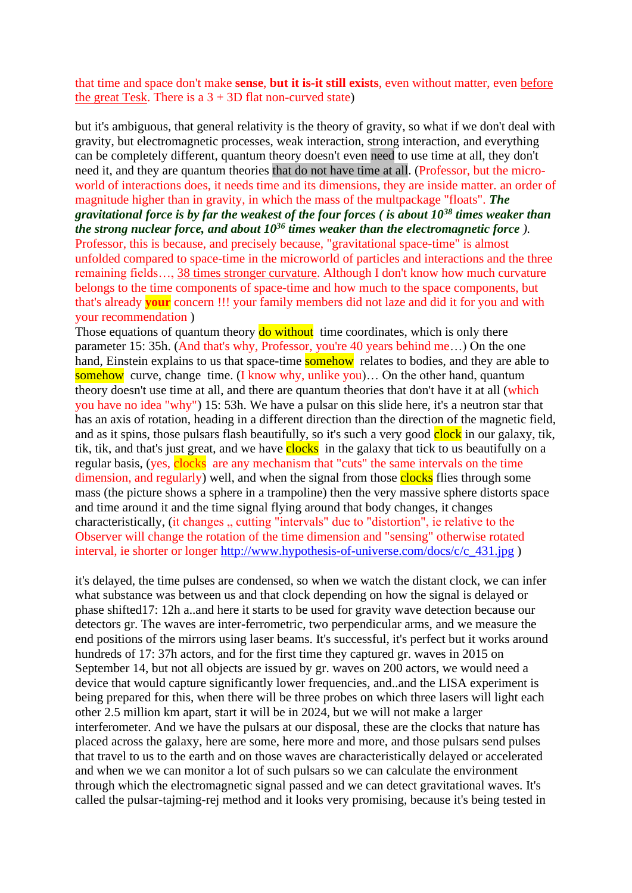that time and space don't make **sense**, **but it is-it still exists**, even without matter, even before the great Tesk. There is a 3 + 3D flat non-curved state)

but it's ambiguous, that general relativity is the theory of gravity, so what if we don't deal with gravity, but electromagnetic processes, weak interaction, strong interaction, and everything can be completely different, quantum theory doesn't even need to use time at all, they don't need it, and they are quantum theories that do not have time at all. (Professor, but the micro-world of interactions does, it needs time and its dimensions, they are inside matter. an order of magnitude higher than in gravity, in which the mass of the multpackage "floats". ***The gravitational force is by far the weakest of the four forces ( is about $10^{38}$ times weaker than the strong nuclear force, and about $10^{36}$ times weaker than the electromagnetic force ).*** Professor, this is because, and precisely because, "gravitational space-time" is almost unfolded compared to space-time in the microworld of particles and interactions and the three remaining fields…, 38 times stronger curvature. Although I don't know how much curvature belongs to the time components of space-time and how much to the space components, but that's already **your** concern !!! your family members did not laze and did it for you and with your recommendation )

Those equations of quantum theory do without time coordinates, which is only there parameter 15: 35h. (And that's why, Professor, you're 40 years behind me…) On the one hand, Einstein explains to us that space-time somehow relates to bodies, and they are able to somehow curve, change time. (I know why, unlike you)… On the other hand, quantum theory doesn't use time at all, and there are quantum theories that don't have it at all (which you have no idea "why") 15: 53h. We have a pulsar on this slide here, it's a neutron star that has an axis of rotation, heading in a different direction than the direction of the magnetic field, and as it spins, those pulsars flash beautifully, so it's such a very good clock in our galaxy, tik, tik, tik, and that's just great, and we have clocks in the galaxy that tick to us beautifully on a regular basis, (yes, clocks are any mechanism that "cuts" the same intervals on the time dimension, and regularly) well, and when the signal from those clocks flies through some mass (the picture shows a sphere in a trampoline) then the very massive sphere distorts space and time around it and the time signal flying around that body changes, it changes characteristically, (it changes „ cutting "intervals" due to "distortion", ie relative to the Observer will change the rotation of the time dimension and "sensing" otherwise rotated interval, ie shorter or longer http://www.hypothesis-of-universe.com/docs/c/c_431.jpg )

it's delayed, the time pulses are condensed, so when we watch the distant clock, we can infer what substance was between us and that clock depending on how the signal is delayed or phase shifted17: 12h a..and here it starts to be used for gravity wave detection because our detectors gr. The waves are inter-ferometric, two perpendicular arms, and we measure the end positions of the mirrors using laser beams. It's successful, it's perfect but it works around hundreds of 17: 37h actors, and for the first time they captured gr. waves in 2015 on September 14, but not all objects are issued by gr. waves on 200 actors, we would need a device that would capture significantly lower frequencies, and..and the LISA experiment is being prepared for this, when there will be three probes on which three lasers will light each other 2.5 million km apart, start it will be in 2024, but we will not make a larger interferometer. And we have the pulsars at our disposal, these are the clocks that nature has placed across the galaxy, here are some, here more and more, and those pulsars send pulses that travel to us to the earth and on those waves are characteristically delayed or accelerated and when we we can monitor a lot of such pulsars so we can calculate the environment through which the electromagnetic signal passed and we can detect gravitational waves. It's called the pulsar-tajming-rej method and it looks very promising, because it's being tested in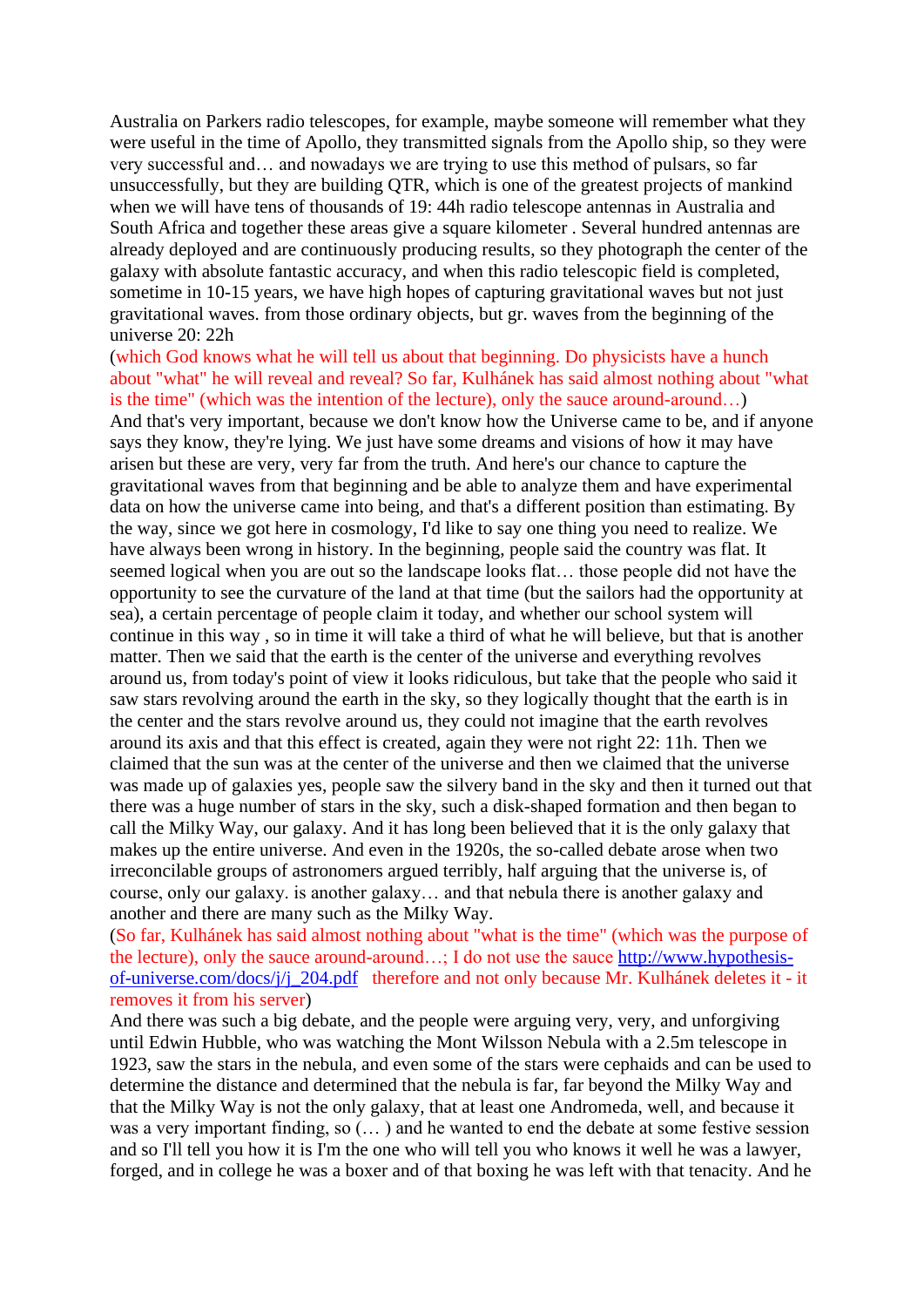Australia on Parkers radio telescopes, for example, maybe someone will remember what they were useful in the time of Apollo, they transmitted signals from the Apollo ship, so they were very successful and… and nowadays we are trying to use this method of pulsars, so far unsuccessfully, but they are building QTR, which is one of the greatest projects of mankind when we will have tens of thousands of 19: 44h radio telescope antennas in Australia and South Africa and together these areas give a square kilometer . Several hundred antennas are already deployed and are continuously producing results, so they photograph the center of the galaxy with absolute fantastic accuracy, and when this radio telescopic field is completed, sometime in 10-15 years, we have high hopes of capturing gravitational waves but not just gravitational waves. from those ordinary objects, but gr. waves from the beginning of the universe 20: 22h

(which God knows what he will tell us about that beginning. Do physicists have a hunch about "what" he will reveal and reveal? So far, Kulhánek has said almost nothing about "what is the time" (which was the intention of the lecture), only the sauce around-around…)

And that's very important, because we don't know how the Universe came to be, and if anyone says they know, they're lying. We just have some dreams and visions of how it may have arisen but these are very, very far from the truth. And here's our chance to capture the gravitational waves from that beginning and be able to analyze them and have experimental data on how the universe came into being, and that's a different position than estimating. By the way, since we got here in cosmology, I'd like to say one thing you need to realize. We have always been wrong in history. In the beginning, people said the country was flat. It seemed logical when you are out so the landscape looks flat… those people did not have the opportunity to see the curvature of the land at that time (but the sailors had the opportunity at sea), a certain percentage of people claim it today, and whether our school system will continue in this way , so in time it will take a third of what he will believe, but that is another matter. Then we said that the earth is the center of the universe and everything revolves around us, from today's point of view it looks ridiculous, but take that the people who said it saw stars revolving around the earth in the sky, so they logically thought that the earth is in the center and the stars revolve around us, they could not imagine that the earth revolves around its axis and that this effect is created, again they were not right 22: 11h. Then we claimed that the sun was at the center of the universe and then we claimed that the universe was made up of galaxies yes, people saw the silvery band in the sky and then it turned out that there was a huge number of stars in the sky, such a disk-shaped formation and then began to call the Milky Way, our galaxy. And it has long been believed that it is the only galaxy that makes up the entire universe. And even in the 1920s, the so-called debate arose when two irreconcilable groups of astronomers argued terribly, half arguing that the universe is, of course, only our galaxy. is another galaxy… and that nebula there is another galaxy and another and there are many such as the Milky Way.

(So far, Kulhánek has said almost nothing about "what is the time" (which was the purpose of the lecture), only the sauce around-around…; I do not use the sauce http://www.hypothesis-of-universe.com/docs/j/j_204.pdf therefore and not only because Mr. Kulhánek deletes it - it removes it from his server)

And there was such a big debate, and the people were arguing very, very, and unforgiving until Edwin Hubble, who was watching the Mont Wilsson Nebula with a 2.5m telescope in 1923, saw the stars in the nebula, and even some of the stars were cephaids and can be used to determine the distance and determined that the nebula is far, far beyond the Milky Way and that the Milky Way is not the only galaxy, that at least one Andromeda, well, and because it was a very important finding, so (… ) and he wanted to end the debate at some festive session and so I'll tell you how it is I'm the one who will tell you who knows it well he was a lawyer, forged, and in college he was a boxer and of that boxing he was left with that tenacity. And he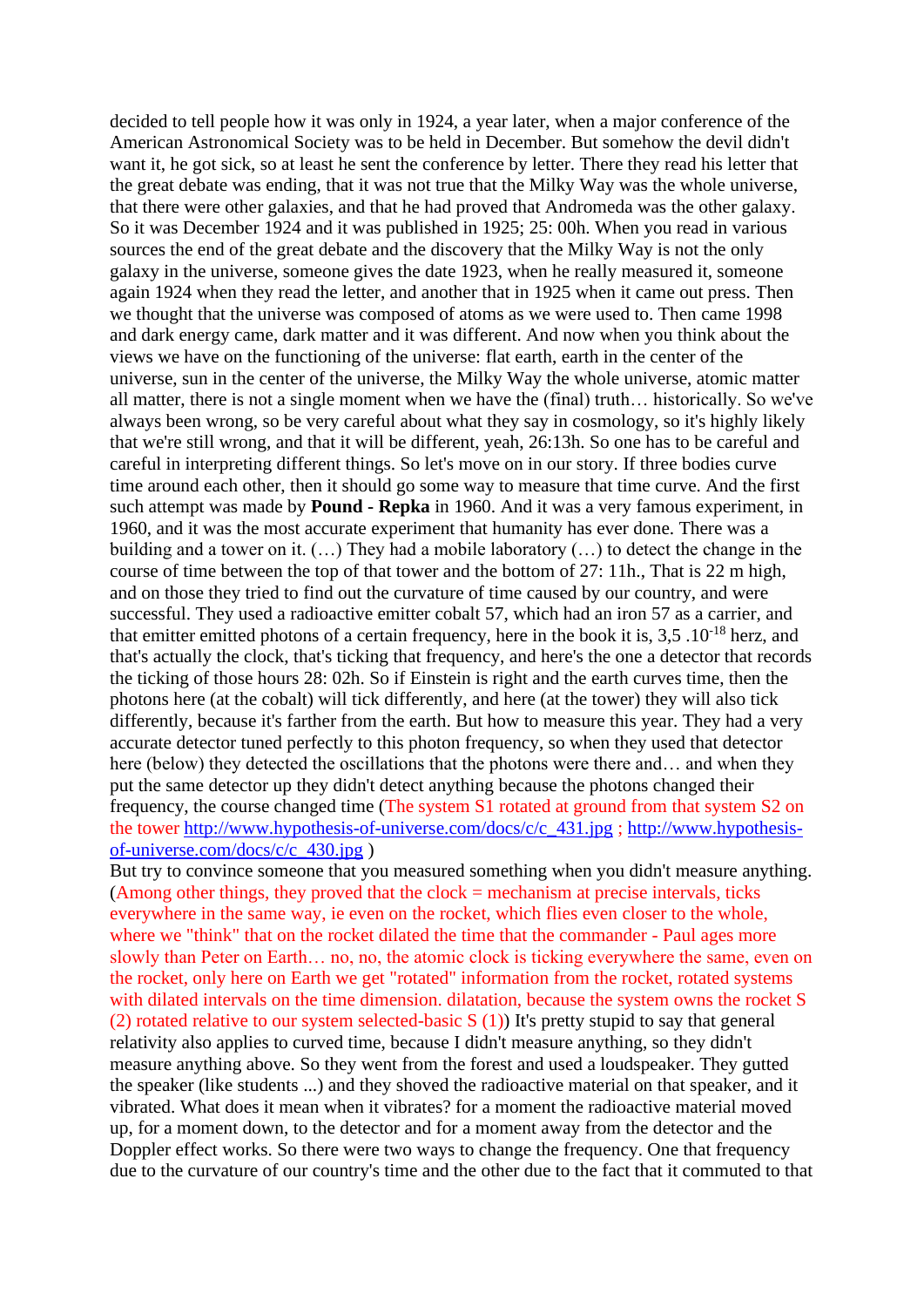decided to tell people how it was only in 1924, a year later, when a major conference of the American Astronomical Society was to be held in December. But somehow the devil didn't want it, he got sick, so at least he sent the conference by letter. There they read his letter that the great debate was ending, that it was not true that the Milky Way was the whole universe, that there were other galaxies, and that he had proved that Andromeda was the other galaxy. So it was December 1924 and it was published in 1925; 25: 00h. When you read in various sources the end of the great debate and the discovery that the Milky Way is not the only galaxy in the universe, someone gives the date 1923, when he really measured it, someone again 1924 when they read the letter, and another that in 1925 when it came out press. Then we thought that the universe was composed of atoms as we were used to. Then came 1998 and dark energy came, dark matter and it was different. And now when you think about the views we have on the functioning of the universe: flat earth, earth in the center of the universe, sun in the center of the universe, the Milky Way the whole universe, atomic matter all matter, there is not a single moment when we have the (final) truth… historically. So we've always been wrong, so be very careful about what they say in cosmology, so it's highly likely that we're still wrong, and that it will be different, yeah, 26:13h. So one has to be careful and careful in interpreting different things. So let's move on in our story. If three bodies curve time around each other, then it should go some way to measure that time curve. And the first such attempt was made by **Pound - Repka** in 1960. And it was a very famous experiment, in 1960, and it was the most accurate experiment that humanity has ever done. There was a building and a tower on it. (…) They had a mobile laboratory (…) to detect the change in the course of time between the top of that tower and the bottom of 27: 11h., That is 22 m high, and on those they tried to find out the curvature of time caused by our country, and were successful. They used a radioactive emitter cobalt 57, which had an iron 57 as a carrier, and that emitter emitted photons of a certain frequency, here in the book it is, $3{,}5 \,.10^{-18}$ herz, and that's actually the clock, that's ticking that frequency, and here's the one a detector that records the ticking of those hours 28: 02h. So if Einstein is right and the earth curves time, then the photons here (at the cobalt) will tick differently, and here (at the tower) they will also tick differently, because it's farther from the earth. But how to measure this year. They had a very accurate detector tuned perfectly to this photon frequency, so when they used that detector here (below) they detected the oscillations that the photons were there and… and when they put the same detector up they didn't detect anything because the photons changed their frequency, the course changed time (The system S1 rotated at ground from that system S2 on the tower http://www.hypothesis-of-universe.com/docs/c/c_431.jpg ; http://www.hypothesis-of-universe.com/docs/c/c_430.jpg )

But try to convince someone that you measured something when you didn't measure anything. (Among other things, they proved that the clock = mechanism at precise intervals, ticks everywhere in the same way, ie even on the rocket, which flies even closer to the whole, where we "think" that on the rocket dilated the time that the commander - Paul ages more slowly than Peter on Earth… no, no, the atomic clock is ticking everywhere the same, even on the rocket, only here on Earth we get "rotated" information from the rocket, rotated systems with dilated intervals on the time dimension. dilatation, because the system owns the rocket S (2) rotated relative to our system selected-basic S (1)) It's pretty stupid to say that general relativity also applies to curved time, because I didn't measure anything, so they didn't measure anything above. So they went from the forest and used a loudspeaker. They gutted the speaker (like students ...) and they shoved the radioactive material on that speaker, and it vibrated. What does it mean when it vibrates? for a moment the radioactive material moved up, for a moment down, to the detector and for a moment away from the detector and the Doppler effect works. So there were two ways to change the frequency. One that frequency due to the curvature of our country's time and the other due to the fact that it commuted to that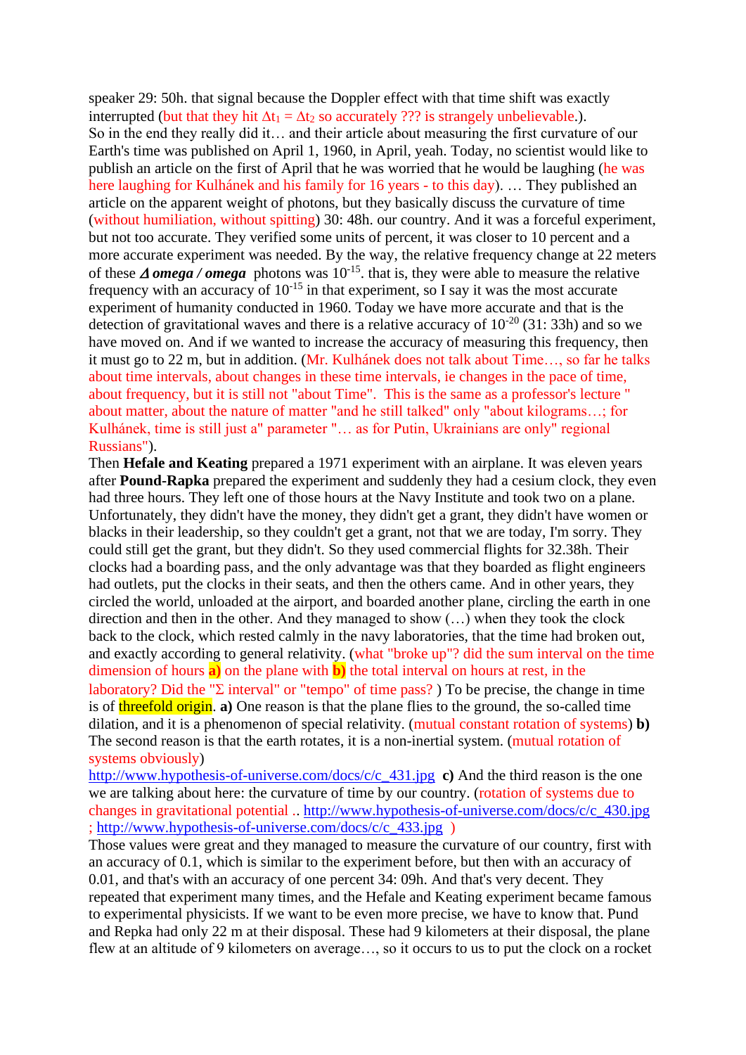speaker 29: 50h. that signal because the Doppler effect with that time shift was exactly interrupted (but that they hit $\Delta t_1 = \Delta t_2$ so accurately ??? is strangely unbelievable.).
So in the end they really did it… and their article about measuring the first curvature of our Earth's time was published on April 1, 1960, in April, yeah. Today, no scientist would like to publish an article on the first of April that he was worried that he would be laughing (he was here laughing for Kulhánek and his family for 16 years - to this day). … They published an article on the apparent weight of photons, but they basically discuss the curvature of time (without humiliation, without spitting) 30: 48h. our country. And it was a forceful experiment, but not too accurate. They verified some units of percent, it was closer to 10 percent and a more accurate experiment was needed. By the way, the relative frequency change at 22 meters of these ***Δ omega / omega*** photons was $10^{-15}$. that is, they were able to measure the relative frequency with an accuracy of $10^{-15}$ in that experiment, so I say it was the most accurate experiment of humanity conducted in 1960. Today we have more accurate and that is the detection of gravitational waves and there is a relative accuracy of $10^{-20}$ (31: 33h) and so we have moved on. And if we wanted to increase the accuracy of measuring this frequency, then it must go to 22 m, but in addition. (Mr. Kulhánek does not talk about Time…, so far he talks about time intervals, about changes in these time intervals, ie changes in the pace of time, about frequency, but it is still not "about Time". This is the same as a professor's lecture " about matter, about the nature of matter "and he still talked" only "about kilograms…; for Kulhánek, time is still just a" parameter "… as for Putin, Ukrainians are only" regional Russians").
Then **Hefale and Keating** prepared a 1971 experiment with an airplane. It was eleven years after **Pound-Rapka** prepared the experiment and suddenly they had a cesium clock, they even had three hours. They left one of those hours at the Navy Institute and took two on a plane. Unfortunately, they didn't have the money, they didn't get a grant, they didn't have women or blacks in their leadership, so they couldn't get a grant, not that we are today, I'm sorry. They could still get the grant, but they didn't. So they used commercial flights for 32.38h. Their clocks had a boarding pass, and the only advantage was that they boarded as flight engineers had outlets, put the clocks in their seats, and then the others came. And in other years, they circled the world, unloaded at the airport, and boarded another plane, circling the earth in one direction and then in the other. And they managed to show (…) when they took the clock back to the clock, which rested calmly in the navy laboratories, that the time had broken out, and exactly according to general relativity. (what "broke up"? did the sum interval on the time dimension of hours **a)** on the plane with **b)** the total interval on hours at rest, in the laboratory? Did the "Σ interval" or "tempo" of time pass? ) To be precise, the change in time is of threefold origin. **a)** One reason is that the plane flies to the ground, the so-called time dilation, and it is a phenomenon of special relativity. (mutual constant rotation of systems) **b)** The second reason is that the earth rotates, it is a non-inertial system. (mutual rotation of systems obviously)
http://www.hypothesis-of-universe.com/docs/c/c_431.jpg **c)** And the third reason is the one we are talking about here: the curvature of time by our country. (rotation of systems due to changes in gravitational potential .. http://www.hypothesis-of-universe.com/docs/c/c_430.jpg ; http://www.hypothesis-of-universe.com/docs/c/c_433.jpg )
Those values were great and they managed to measure the curvature of our country, first with an accuracy of 0.1, which is similar to the experiment before, but then with an accuracy of 0.01, and that's with an accuracy of one percent 34: 09h. And that's very decent. They repeated that experiment many times, and the Hefale and Keating experiment became famous to experimental physicists. If we want to be even more precise, we have to know that. Pund and Repka had only 22 m at their disposal. These had 9 kilometers at their disposal, the plane flew at an altitude of 9 kilometers on average…, so it occurs to us to put the clock on a rocket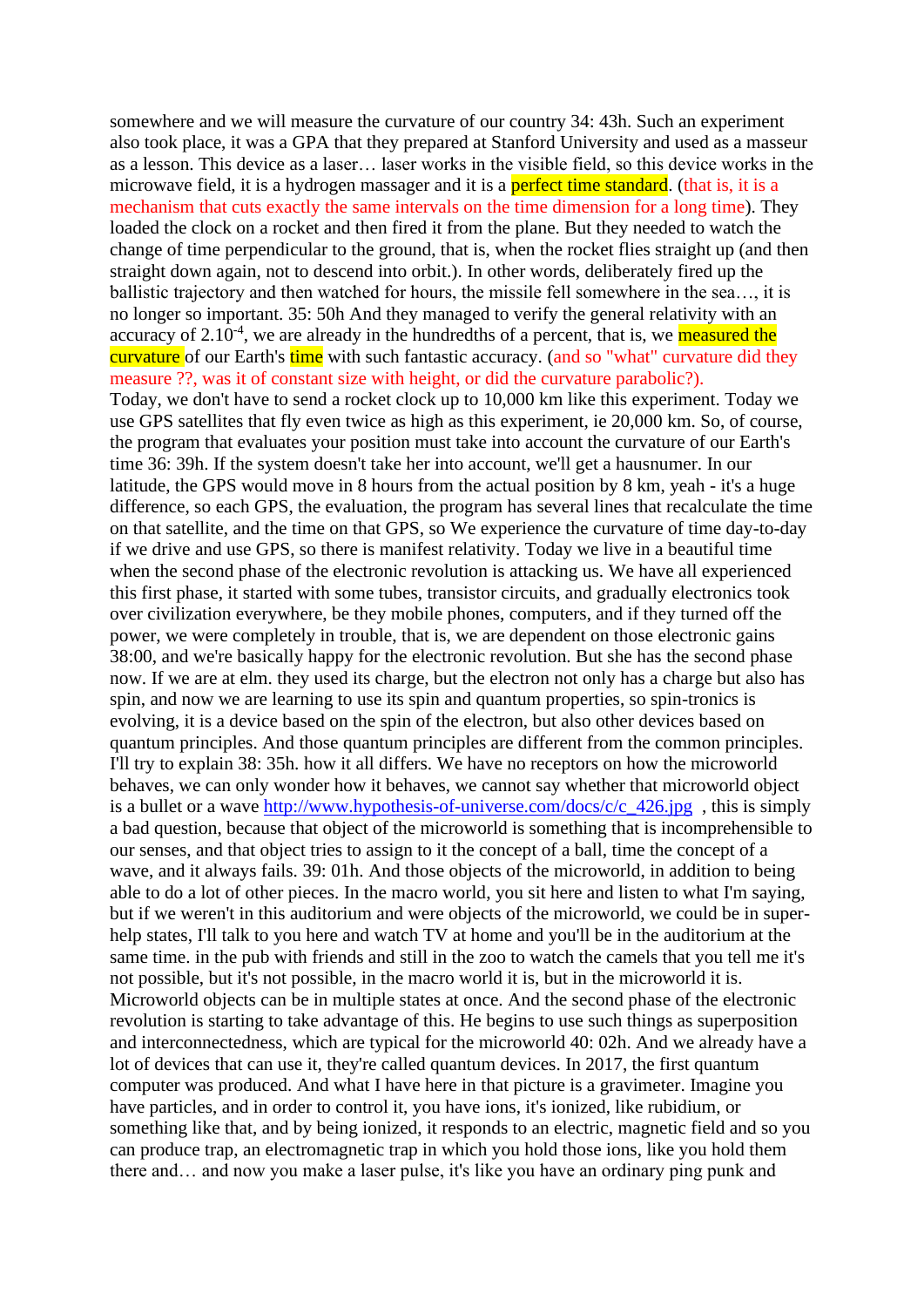somewhere and we will measure the curvature of our country 34: 43h. Such an experiment also took place, it was a GPA that they prepared at Stanford University and used as a masseur as a lesson. This device as a laser… laser works in the visible field, so this device works in the microwave field, it is a hydrogen massager and it is a perfect time standard. (that is, it is a mechanism that cuts exactly the same intervals on the time dimension for a long time). They loaded the clock on a rocket and then fired it from the plane. But they needed to watch the change of time perpendicular to the ground, that is, when the rocket flies straight up (and then straight down again, not to descend into orbit.). In other words, deliberately fired up the ballistic trajectory and then watched for hours, the missile fell somewhere in the sea…, it is no longer so important. 35: 50h And they managed to verify the general relativity with an accuracy of $2.10^{-4}$, we are already in the hundredths of a percent, that is, we measured the curvature of our Earth's time with such fantastic accuracy. (and so "what" curvature did they measure ??, was it of constant size with height, or did the curvature parabolic?).

Today, we don't have to send a rocket clock up to 10,000 km like this experiment. Today we use GPS satellites that fly even twice as high as this experiment, ie 20,000 km. So, of course, the program that evaluates your position must take into account the curvature of our Earth's time 36: 39h. If the system doesn't take her into account, we'll get a hausnumer. In our latitude, the GPS would move in 8 hours from the actual position by 8 km, yeah - it's a huge difference, so each GPS, the evaluation, the program has several lines that recalculate the time on that satellite, and the time on that GPS, so We experience the curvature of time day-to-day if we drive and use GPS, so there is manifest relativity. Today we live in a beautiful time when the second phase of the electronic revolution is attacking us. We have all experienced this first phase, it started with some tubes, transistor circuits, and gradually electronics took over civilization everywhere, be they mobile phones, computers, and if they turned off the power, we were completely in trouble, that is, we are dependent on those electronic gains 38:00, and we're basically happy for the electronic revolution. But she has the second phase now. If we are at elm. they used its charge, but the electron not only has a charge but also has spin, and now we are learning to use its spin and quantum properties, so spin-tronics is evolving, it is a device based on the spin of the electron, but also other devices based on quantum principles. And those quantum principles are different from the common principles. I'll try to explain 38: 35h. how it all differs. We have no receptors on how the microworld behaves, we can only wonder how it behaves, we cannot say whether that microworld object is a bullet or a wave http://www.hypothesis-of-universe.com/docs/c/c_426.jpg , this is simply a bad question, because that object of the microworld is something that is incomprehensible to our senses, and that object tries to assign to it the concept of a ball, time the concept of a wave, and it always fails. 39: 01h. And those objects of the microworld, in addition to being able to do a lot of other pieces. In the macro world, you sit here and listen to what I'm saying, but if we weren't in this auditorium and were objects of the microworld, we could be in super-help states, I'll talk to you here and watch TV at home and you'll be in the auditorium at the same time. in the pub with friends and still in the zoo to watch the camels that you tell me it's not possible, but it's not possible, in the macro world it is, but in the microworld it is. Microworld objects can be in multiple states at once. And the second phase of the electronic revolution is starting to take advantage of this. He begins to use such things as superposition and interconnectedness, which are typical for the microworld 40: 02h. And we already have a lot of devices that can use it, they're called quantum devices. In 2017, the first quantum computer was produced. And what I have here in that picture is a gravimeter. Imagine you have particles, and in order to control it, you have ions, it's ionized, like rubidium, or something like that, and by being ionized, it responds to an electric, magnetic field and so you can produce trap, an electromagnetic trap in which you hold those ions, like you hold them there and… and now you make a laser pulse, it's like you have an ordinary ping punk and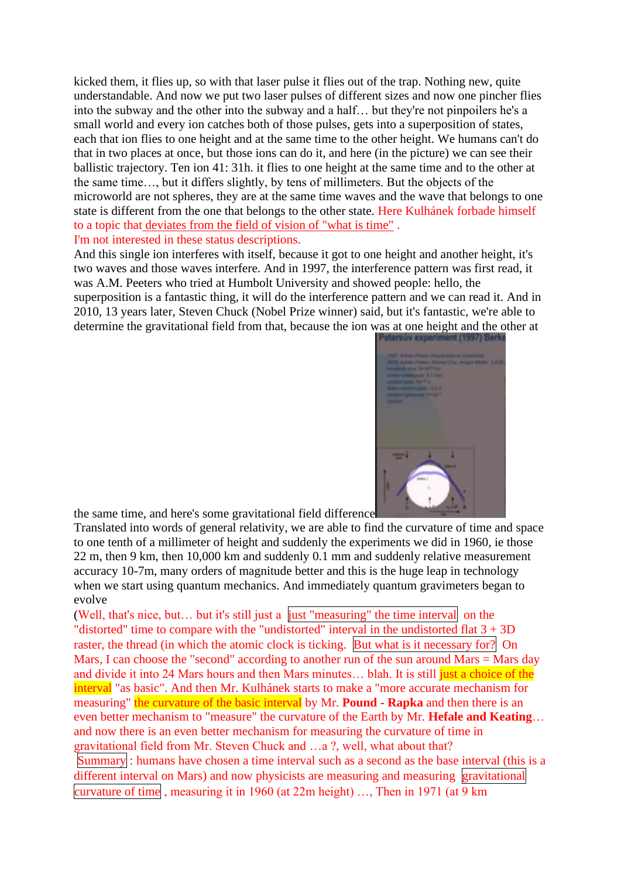kicked them, it flies up, so with that laser pulse it flies out of the trap. Nothing new, quite understandable. And now we put two laser pulses of different sizes and now one pincher flies into the subway and the other into the subway and a half… but they're not pinpoilers he's a small world and every ion catches both of those pulses, gets into a superposition of states, each that ion flies to one height and at the same time to the other height. We humans can't do that in two places at once, but those ions can do it, and here (in the picture) we can see their ballistic trajectory. Ten ion 41: 31h. it flies to one height at the same time and to the other at the same time…, but it differs slightly, by tens of millimeters. But the objects of the microworld are not spheres, they are at the same time waves and the wave that belongs to one state is different from the one that belongs to the other state. Here Kulhánek forbade himself to a topic that deviates from the field of vision of "what is time" .

I'm not interested in these status descriptions.

And this single ion interferes with itself, because it got to one height and another height, it's two waves and those waves interfere. And in 1997, the interference pattern was first read, it was A.M. Peeters who tried at Humbolt University and showed people: hello, the superposition is a fantastic thing, it will do the interference pattern and we can read it. And in 2010, 13 years later, Steven Chuck (Nobel Prize winner) said, but it's fantastic, we're able to determine the gravitational field from that, because the ion was at one height and the other at the same time, and here's some gravitational field difference

Translated into words of general relativity, we are able to find the curvature of time and space to one tenth of a millimeter of height and suddenly the experiments we did in 1960, ie those 22 m, then 9 km, then 10,000 km and suddenly 0.1 mm and suddenly relative measurement accuracy 10-7m, many orders of magnitude better and this is the huge leap in technology when we start using quantum mechanics. And immediately quantum gravimeters began to evolve

(Well, that's nice, but… but it's still just a just "measuring" the time interval on the "distorted" time to compare with the "undistorted" interval in the undistorted flat 3 + 3D raster, the thread (in which the atomic clock is ticking. But what is it necessary for? On Mars, I can choose the "second" according to another run of the sun around Mars = Mars day and divide it into 24 Mars hours and then Mars minutes… blah. It is still just a choice of the interval "as basic". And then Mr. Kulhánek starts to make a "more accurate mechanism for measuring" the curvature of the basic interval by Mr. **Pound - Rapka** and then there is an even better mechanism to "measure" the curvature of the Earth by Mr. **Hefale and Keating**… and now there is an even better mechanism for measuring the curvature of time in gravitational field from Mr. Steven Chuck and …a ?, well, what about that?

Summary : humans have chosen a time interval such as a second as the base interval (this is a different interval on Mars) and now physicists are measuring and measuring gravitational curvature of time , measuring it in 1960 (at 22m height) …, Then in 1971 (at 9 km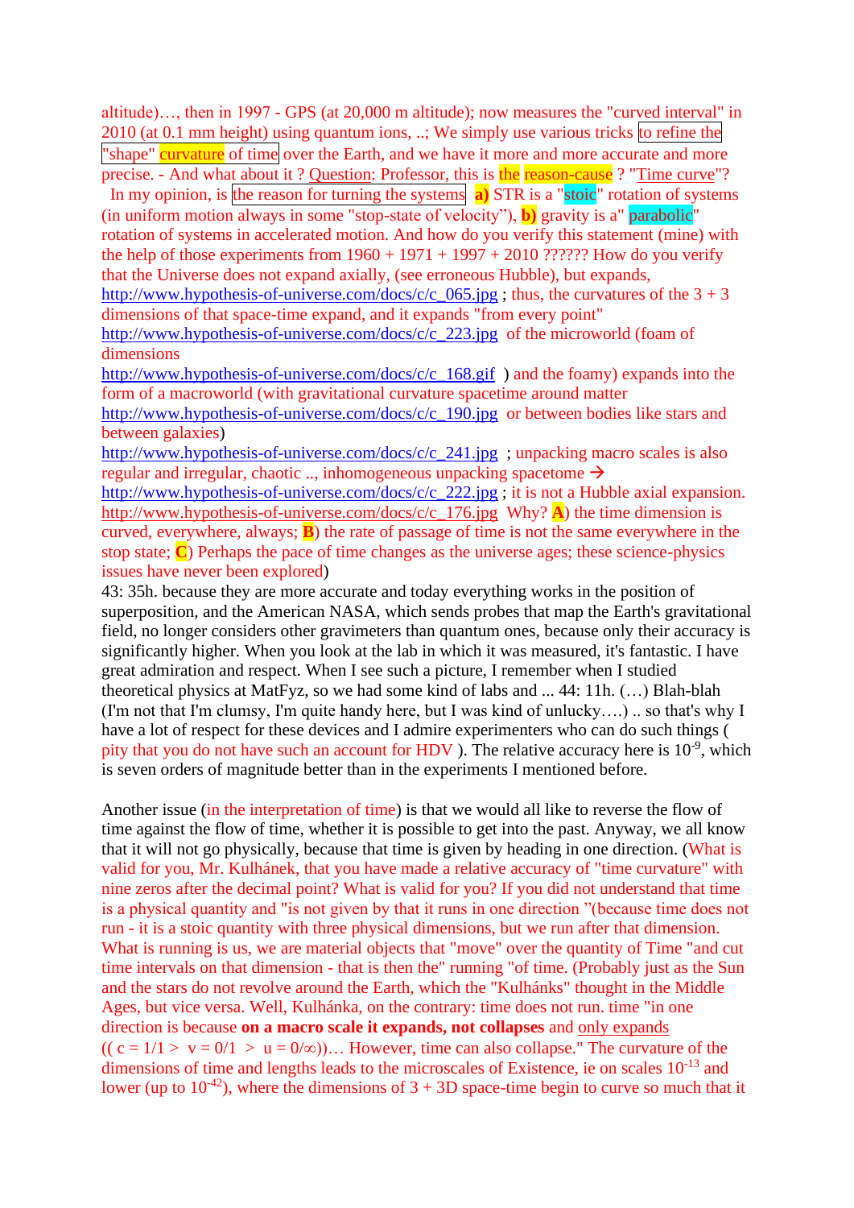altitude)…, then in 1997 - GPS (at 20,000 m altitude); now measures the "curved interval" in 2010 (at 0.1 mm height) using quantum ions, ..; We simply use various tricks to refine the "shape" curvature of time over the Earth, and we have it more and more accurate and more precise. - And what about it ? Question: Professor, this is the reason-cause ? "Time curve"? In my opinion, is the reason for turning the systems **a)** STR is a "stoic" rotation of systems (in uniform motion always in some "stop-state of velocity"), **b)** gravity is a" parabolic" rotation of systems in accelerated motion. And how do you verify this statement (mine) with the help of those experiments from 1960 + 1971 + 1997 + 2010 ?????? How do you verify that the Universe does not expand axially, (see erroneous Hubble), but expands, http://www.hypothesis-of-universe.com/docs/c/c_065.jpg ; thus, the curvatures of the 3 + 3 dimensions of that space-time expand, and it expands "from every point" http://www.hypothesis-of-universe.com/docs/c/c_223.jpg of the microworld (foam of dimensions http://www.hypothesis-of-universe.com/docs/c/c_168.gif ) and the foamy) expands into the form of a macroworld (with gravitational curvature spacetime around matter http://www.hypothesis-of-universe.com/docs/c/c_190.jpg or between bodies like stars and between galaxies) http://www.hypothesis-of-universe.com/docs/c/c_241.jpg ; unpacking macro scales is also regular and irregular, chaotic .., inhomogeneous unpacking spacetome → http://www.hypothesis-of-universe.com/docs/c/c_222.jpg ; it is not a Hubble axial expansion. http://www.hypothesis-of-universe.com/docs/c/c_176.jpg Why? **A**) the time dimension is curved, everywhere, always; **B**) the rate of passage of time is not the same everywhere in the stop state; **C**) Perhaps the pace of time changes as the universe ages; these science-physics issues have never been explored)

43: 35h. because they are more accurate and today everything works in the position of superposition, and the American NASA, which sends probes that map the Earth's gravitational field, no longer considers other gravimeters than quantum ones, because only their accuracy is significantly higher. When you look at the lab in which it was measured, it's fantastic. I have great admiration and respect. When I see such a picture, I remember when I studied theoretical physics at MatFyz, so we had some kind of labs and ... 44: 11h. (…) Blah-blah (I'm not that I'm clumsy, I'm quite handy here, but I was kind of unlucky….) .. so that's why I have a lot of respect for these devices and I admire experimenters who can do such things ( pity that you do not have such an account for HDV ). The relative accuracy here is $10^{-9}$, which is seven orders of magnitude better than in the experiments I mentioned before.

Another issue (in the interpretation of time) is that we would all like to reverse the flow of time against the flow of time, whether it is possible to get into the past. Anyway, we all know that it will not go physically, because that time is given by heading in one direction. (What is valid for you, Mr. Kulhánek, that you have made a relative accuracy of "time curvature" with nine zeros after the decimal point? What is valid for you? If you did not understand that time is a physical quantity and "is not given by that it runs in one direction "(because time does not run - it is a stoic quantity with three physical dimensions, but we run after that dimension. What is running is us, we are material objects that "move" over the quantity of Time "and cut time intervals on that dimension - that is then the" running "of time. (Probably just as the Sun and the stars do not revolve around the Earth, which the "Kulhánks" thought in the Middle Ages, but vice versa. Well, Kulhánka, on the contrary: time does not run. time "in one direction is because **on a macro scale it expands, not collapses** and only expands (( c = 1/1 > v = 0/1 > u = 0/∞))… However, time can also collapse." The curvature of the dimensions of time and lengths leads to the microscales of Existence, ie on scales $10^{-13}$ and lower (up to $10^{-42}$), where the dimensions of 3 + 3D space-time begin to curve so much that it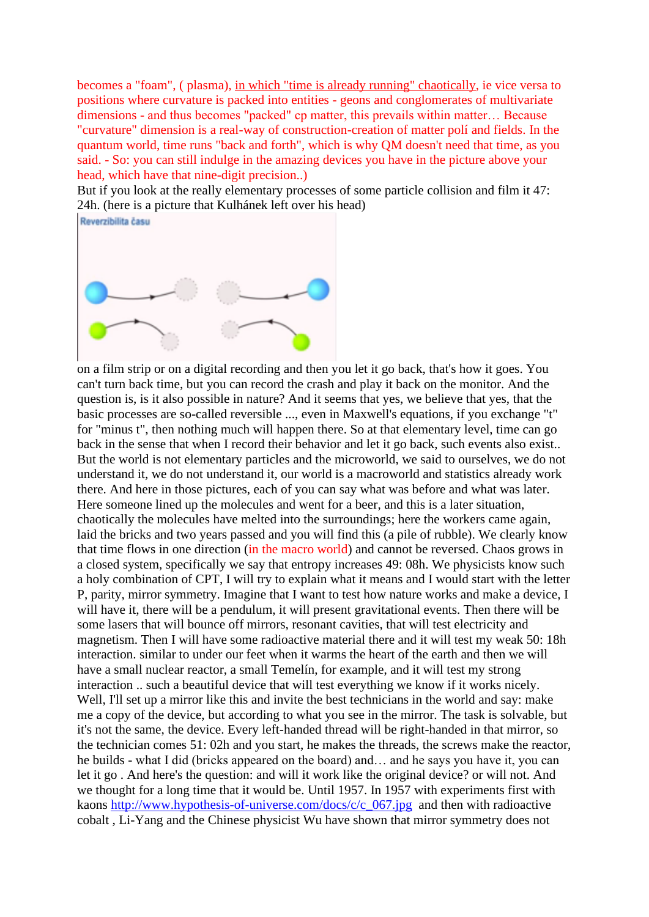becomes a "foam", ( plasma), in which "time is already running" chaotically, ie vice versa to positions where curvature is packed into entities - geons and conglomerates of multivariate dimensions - and thus becomes "packed" cp matter, this prevails within matter… Because "curvature" dimension is a real-way of construction-creation of matter polí and fields. In the quantum world, time runs "back and forth", which is why QM doesn't need that time, as you said. - So: you can still indulge in the amazing devices you have in the picture above your head, which have that nine-digit precision..)

But if you look at the really elementary processes of some particle collision and film it 47: 24h. (here is a picture that Kulhánek left over his head)

Reverzibilita času

on a film strip or on a digital recording and then you let it go back, that's how it goes. You can't turn back time, but you can record the crash and play it back on the monitor. And the question is, is it also possible in nature? And it seems that yes, we believe that yes, that the basic processes are so-called reversible ..., even in Maxwell's equations, if you exchange "t" for "minus t", then nothing much will happen there. So at that elementary level, time can go back in the sense that when I record their behavior and let it go back, such events also exist.. But the world is not elementary particles and the microworld, we said to ourselves, we do not understand it, we do not understand it, our world is a macroworld and statistics already work there. And here in those pictures, each of you can say what was before and what was later. Here someone lined up the molecules and went for a beer, and this is a later situation, chaotically the molecules have melted into the surroundings; here the workers came again, laid the bricks and two years passed and you will find this (a pile of rubble). We clearly know that time flows in one direction (in the macro world) and cannot be reversed. Chaos grows in a closed system, specifically we say that entropy increases 49: 08h. We physicists know such a holy combination of CPT, I will try to explain what it means and I would start with the letter P, parity, mirror symmetry. Imagine that I want to test how nature works and make a device, I will have it, there will be a pendulum, it will present gravitational events. Then there will be some lasers that will bounce off mirrors, resonant cavities, that will test electricity and magnetism. Then I will have some radioactive material there and it will test my weak 50: 18h interaction. similar to under our feet when it warms the heart of the earth and then we will have a small nuclear reactor, a small Temelín, for example, and it will test my strong interaction .. such a beautiful device that will test everything we know if it works nicely. Well, I'll set up a mirror like this and invite the best technicians in the world and say: make me a copy of the device, but according to what you see in the mirror. The task is solvable, but it's not the same, the device. Every left-handed thread will be right-handed in that mirror, so the technician comes 51: 02h and you start, he makes the threads, the screws make the reactor, he builds - what I did (bricks appeared on the board) and… and he says you have it, you can let it go . And here's the question: and will it work like the original device? or will not. And we thought for a long time that it would be. Until 1957. In 1957 with experiments first with kaons http://www.hypothesis-of-universe.com/docs/c/c_067.jpg and then with radioactive cobalt , Li-Yang and the Chinese physicist Wu have shown that mirror symmetry does not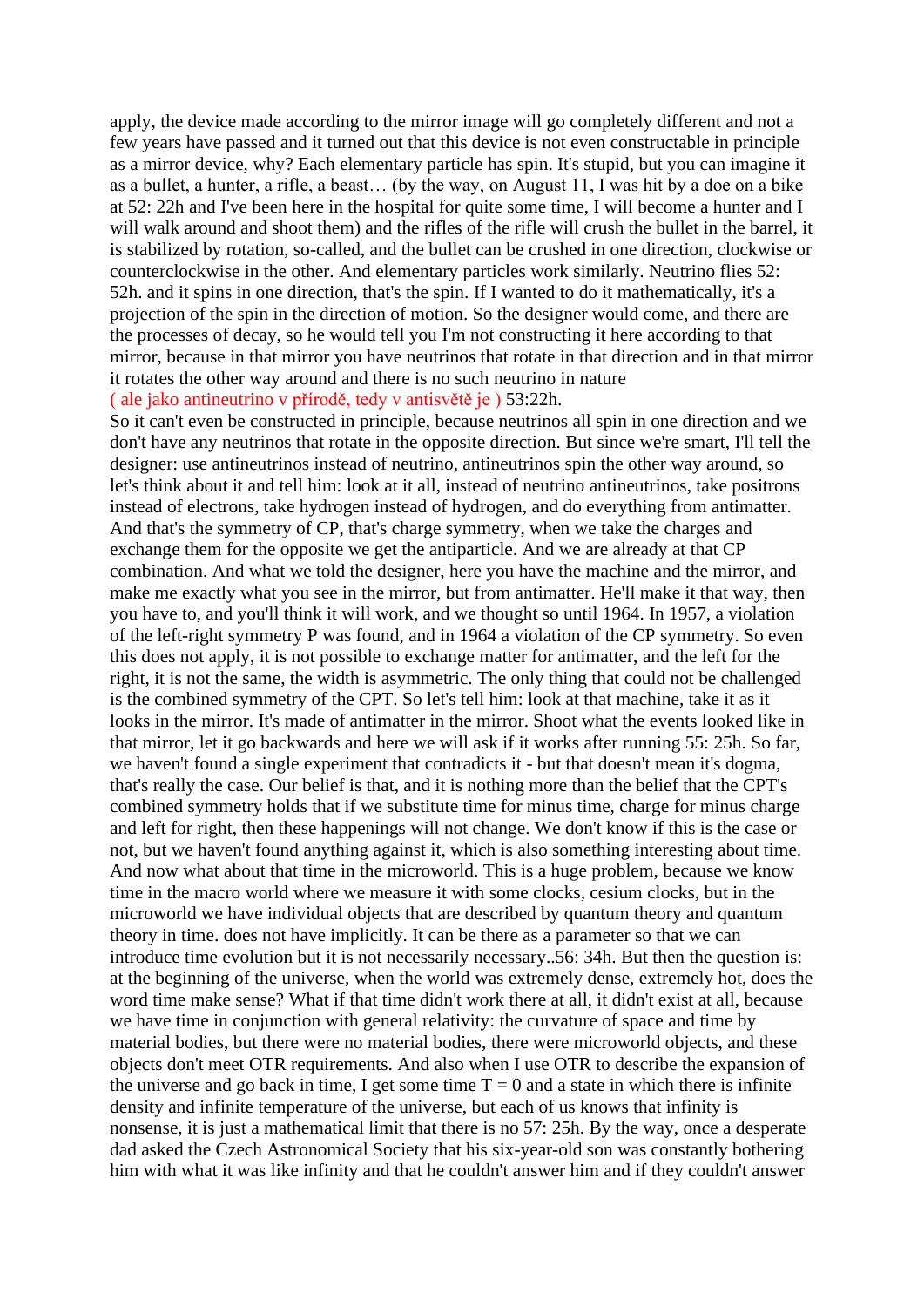apply, the device made according to the mirror image will go completely different and not a few years have passed and it turned out that this device is not even constructable in principle as a mirror device, why? Each elementary particle has spin. It's stupid, but you can imagine it as a bullet, a hunter, a rifle, a beast… (by the way, on August 11, I was hit by a doe on a bike at 52: 22h and I've been here in the hospital for quite some time, I will become a hunter and I will walk around and shoot them) and the rifles of the rifle will crush the bullet in the barrel, it is stabilized by rotation, so-called, and the bullet can be crushed in one direction, clockwise or counterclockwise in the other. And elementary particles work similarly. Neutrino flies 52: 52h. and it spins in one direction, that's the spin. If I wanted to do it mathematically, it's a projection of the spin in the direction of motion. So the designer would come, and there are the processes of decay, so he would tell you I'm not constructing it here according to that mirror, because in that mirror you have neutrinos that rotate in that direction and in that mirror it rotates the other way around and there is no such neutrino in nature
( ale jako antineutrino v přírodě, tedy v antisvětě je ) 53:22h.
So it can't even be constructed in principle, because neutrinos all spin in one direction and we don't have any neutrinos that rotate in the opposite direction. But since we're smart, I'll tell the designer: use antineutrinos instead of neutrino, antineutrinos spin the other way around, so let's think about it and tell him: look at it all, instead of neutrino antineutrinos, take positrons instead of electrons, take hydrogen instead of hydrogen, and do everything from antimatter. And that's the symmetry of CP, that's charge symmetry, when we take the charges and exchange them for the opposite we get the antiparticle. And we are already at that CP combination. And what we told the designer, here you have the machine and the mirror, and make me exactly what you see in the mirror, but from antimatter. He'll make it that way, then you have to, and you'll think it will work, and we thought so until 1964. In 1957, a violation of the left-right symmetry P was found, and in 1964 a violation of the CP symmetry. So even this does not apply, it is not possible to exchange matter for antimatter, and the left for the right, it is not the same, the width is asymmetric. The only thing that could not be challenged is the combined symmetry of the CPT. So let's tell him: look at that machine, take it as it looks in the mirror. It's made of antimatter in the mirror. Shoot what the events looked like in that mirror, let it go backwards and here we will ask if it works after running 55: 25h. So far, we haven't found a single experiment that contradicts it - but that doesn't mean it's dogma, that's really the case. Our belief is that, and it is nothing more than the belief that the CPT's combined symmetry holds that if we substitute time for minus time, charge for minus charge and left for right, then these happenings will not change. We don't know if this is the case or not, but we haven't found anything against it, which is also something interesting about time. And now what about that time in the microworld. This is a huge problem, because we know time in the macro world where we measure it with some clocks, cesium clocks, but in the microworld we have individual objects that are described by quantum theory and quantum theory in time. does not have implicitly. It can be there as a parameter so that we can introduce time evolution but it is not necessarily necessary..56: 34h. But then the question is: at the beginning of the universe, when the world was extremely dense, extremely hot, does the word time make sense? What if that time didn't work there at all, it didn't exist at all, because we have time in conjunction with general relativity: the curvature of space and time by material bodies, but there were no material bodies, there were microworld objects, and these objects don't meet OTR requirements. And also when I use OTR to describe the expansion of the universe and go back in time, I get some time $T = 0$ and a state in which there is infinite density and infinite temperature of the universe, but each of us knows that infinity is nonsense, it is just a mathematical limit that there is no 57: 25h. By the way, once a desperate dad asked the Czech Astronomical Society that his six-year-old son was constantly bothering him with what it was like infinity and that he couldn't answer him and if they couldn't answer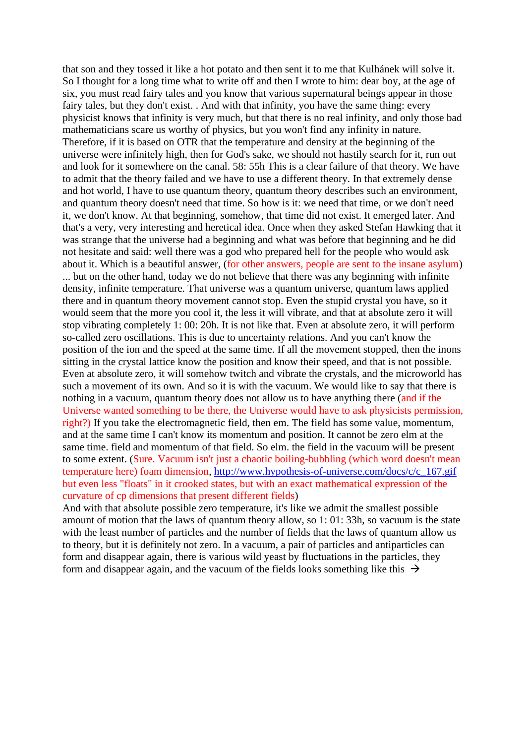that son and they tossed it like a hot potato and then sent it to me that Kulhánek will solve it. So I thought for a long time what to write off and then I wrote to him: dear boy, at the age of six, you must read fairy tales and you know that various supernatural beings appear in those fairy tales, but they don't exist. . And with that infinity, you have the same thing: every physicist knows that infinity is very much, but that there is no real infinity, and only those bad mathematicians scare us worthy of physics, but you won't find any infinity in nature. Therefore, if it is based on OTR that the temperature and density at the beginning of the universe were infinitely high, then for God's sake, we should not hastily search for it, run out and look for it somewhere on the canal. 58: 55h This is a clear failure of that theory. We have to admit that the theory failed and we have to use a different theory. In that extremely dense and hot world, I have to use quantum theory, quantum theory describes such an environment, and quantum theory doesn't need that time. So how is it: we need that time, or we don't need it, we don't know. At that beginning, somehow, that time did not exist. It emerged later. And that's a very, very interesting and heretical idea. Once when they asked Stefan Hawking that it was strange that the universe had a beginning and what was before that beginning and he did not hesitate and said: well there was a god who prepared hell for the people who would ask about it. Which is a beautiful answer, (for other answers, people are sent to the insane asylum) ... but on the other hand, today we do not believe that there was any beginning with infinite density, infinite temperature. That universe was a quantum universe, quantum laws applied there and in quantum theory movement cannot stop. Even the stupid crystal you have, so it would seem that the more you cool it, the less it will vibrate, and that at absolute zero it will stop vibrating completely 1: 00: 20h. It is not like that. Even at absolute zero, it will perform so-called zero oscillations. This is due to uncertainty relations. And you can't know the position of the ion and the speed at the same time. If all the movement stopped, then the inons sitting in the crystal lattice know the position and know their speed, and that is not possible. Even at absolute zero, it will somehow twitch and vibrate the crystals, and the microworld has such a movement of its own. And so it is with the vacuum. We would like to say that there is nothing in a vacuum, quantum theory does not allow us to have anything there (and if the Universe wanted something to be there, the Universe would have to ask physicists permission, right?) If you take the electromagnetic field, then em. The field has some value, momentum, and at the same time I can't know its momentum and position. It cannot be zero elm at the same time. field and momentum of that field. So elm. the field in the vacuum will be present to some extent. (Sure. Vacuum isn't just a chaotic boiling-bubbling (which word doesn't mean temperature here) foam dimension, http://www.hypothesis-of-universe.com/docs/c/c_167.gif but even less "floats" in it crooked states, but with an exact mathematical expression of the curvature of cp dimensions that present different fields)

And with that absolute possible zero temperature, it's like we admit the smallest possible amount of motion that the laws of quantum theory allow, so 1: 01: 33h, so vacuum is the state with the least number of particles and the number of fields that the laws of quantum allow us to theory, but it is definitely not zero. In a vacuum, a pair of particles and antiparticles can form and disappear again, there is various wild yeast by fluctuations in the particles, they form and disappear again, and the vacuum of the fields looks something like this →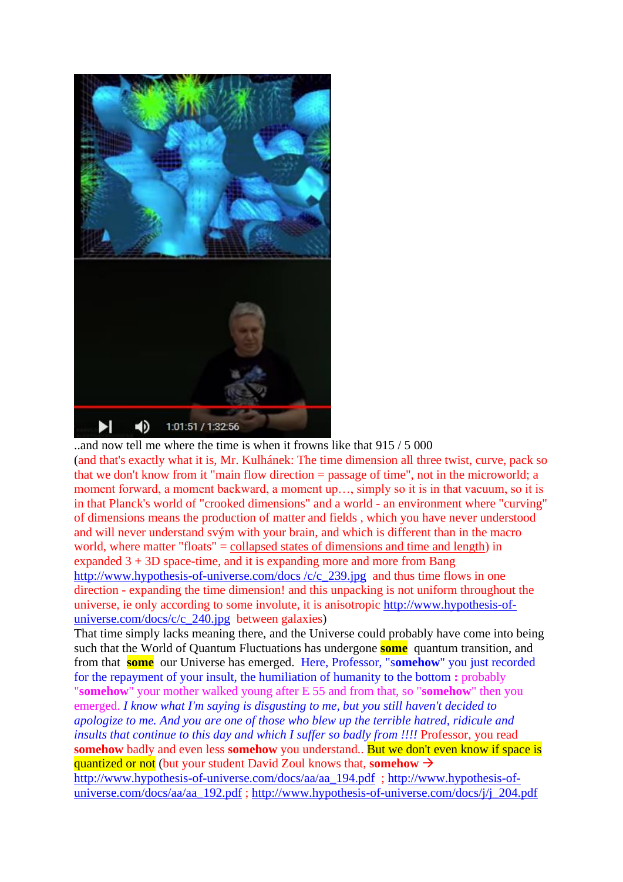..and now tell me where the time is when it frowns like that 915 / 5 000

(and that's exactly what it is, Mr. Kulhánek: The time dimension all three twist, curve, pack so that we don't know from it "main flow direction = passage of time", not in the microworld; a moment forward, a moment backward, a moment up…, simply so it is in that vacuum, so it is in that Planck's world of "crooked dimensions" and a world - an environment where "curving" of dimensions means the production of matter and fields , which you have never understood and will never understand svým with your brain, and which is different than in the macro world, where matter "floats" = collapsed states of dimensions and time and length) in expanded 3 + 3D space-time, and it is expanding more and more from Bang http://www.hypothesis-of-universe.com/docs /c/c_239.jpg and thus time flows in one direction - expanding the time dimension! and this unpacking is not uniform throughout the universe, ie only according to some involute, it is anisotropic http://www.hypothesis-of-universe.com/docs/c/c_240.jpg between galaxies)

That time simply lacks meaning there, and the Universe could probably have come into being such that the World of Quantum Fluctuations has undergone **some** quantum transition, and from that **some** our Universe has emerged. Here, Professor, "**somehow**" you just recorded for the repayment of your insult, the humiliation of humanity to the bottom **:** probably "**somehow**" your mother walked young after E 55 and from that, so "**somehow**" then you emerged. *I know what I'm saying is disgusting to me, but you still haven't decided to apologize to me. And you are one of those who blew up the terrible hatred, ridicule and insults that continue to this day and which I suffer so badly from !!!!* Professor, you read **somehow** badly and even less **somehow** you understand.. But we don't even know if space is quantized or not (but your student David Zoul knows that, **somehow** → http://www.hypothesis-of-universe.com/docs/aa/aa_194.pdf ; http://www.hypothesis-of-universe.com/docs/aa/aa_192.pdf ; http://www.hypothesis-of-universe.com/docs/j/j_204.pdf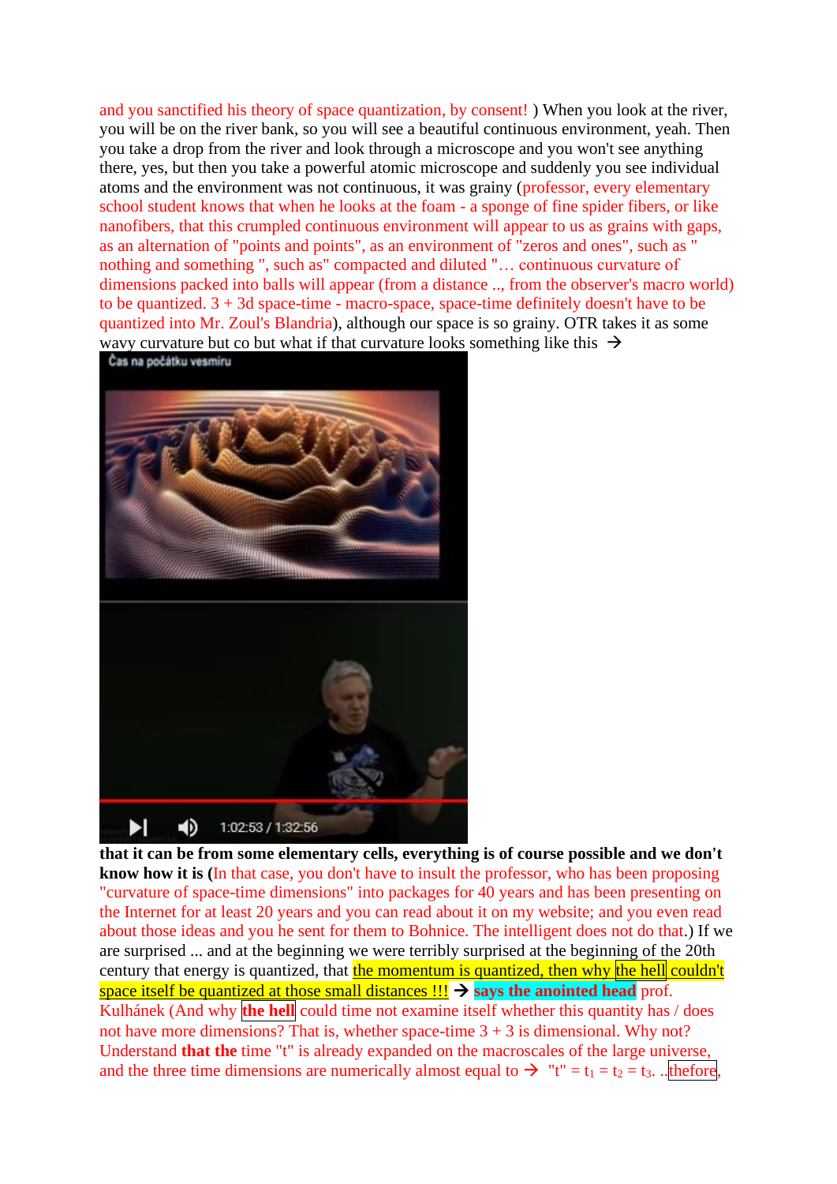and you sanctified his theory of space quantization, by consent! ) When you look at the river, you will be on the river bank, so you will see a beautiful continuous environment, yeah. Then you take a drop from the river and look through a microscope and you won't see anything there, yes, but then you take a powerful atomic microscope and suddenly you see individual atoms and the environment was not continuous, it was grainy (professor, every elementary school student knows that when he looks at the foam - a sponge of fine spider fibers, or like nanofibers, that this crumpled continuous environment will appear to us as grains with gaps, as an alternation of "points and points", as an environment of "zeros and ones", such as " nothing and something ", such as" compacted and diluted "… continuous curvature of dimensions packed into balls will appear (from a distance .., from the observer's macro world) to be quantized. 3 + 3d space-time - macro-space, space-time definitely doesn't have to be quantized into Mr. Zoul's Blandria), although our space is so grainy. OTR takes it as some wavy curvature but co but what if that curvature looks something like this →

**that it can be from some elementary cells, everything is of course possible and we don't know how it is** (In that case, you don't have to insult the professor, who has been proposing "curvature of space-time dimensions" into packages for 40 years and has been presenting on the Internet for at least 20 years and you can read about it on my website; and you even read about those ideas and you he sent for them to Bohnice. The intelligent does not do that.) If we are surprised ... and at the beginning we were terribly surprised at the beginning of the 20th century that energy is quantized, that the momentum is quantized, then why the hell couldn't space itself be quantized at those small distances !!! → **says the anointed head** prof. Kulhánek (And why **the hell** could time not examine itself whether this quantity has / does not have more dimensions? That is, whether space-time 3 + 3 is dimensional. Why not? Understand **that the** time "t" is already expanded on the macroscales of the large universe, and the three time dimensions are numerically almost equal to → "t" = $t_1 = t_2 = t_3$. ..thefore,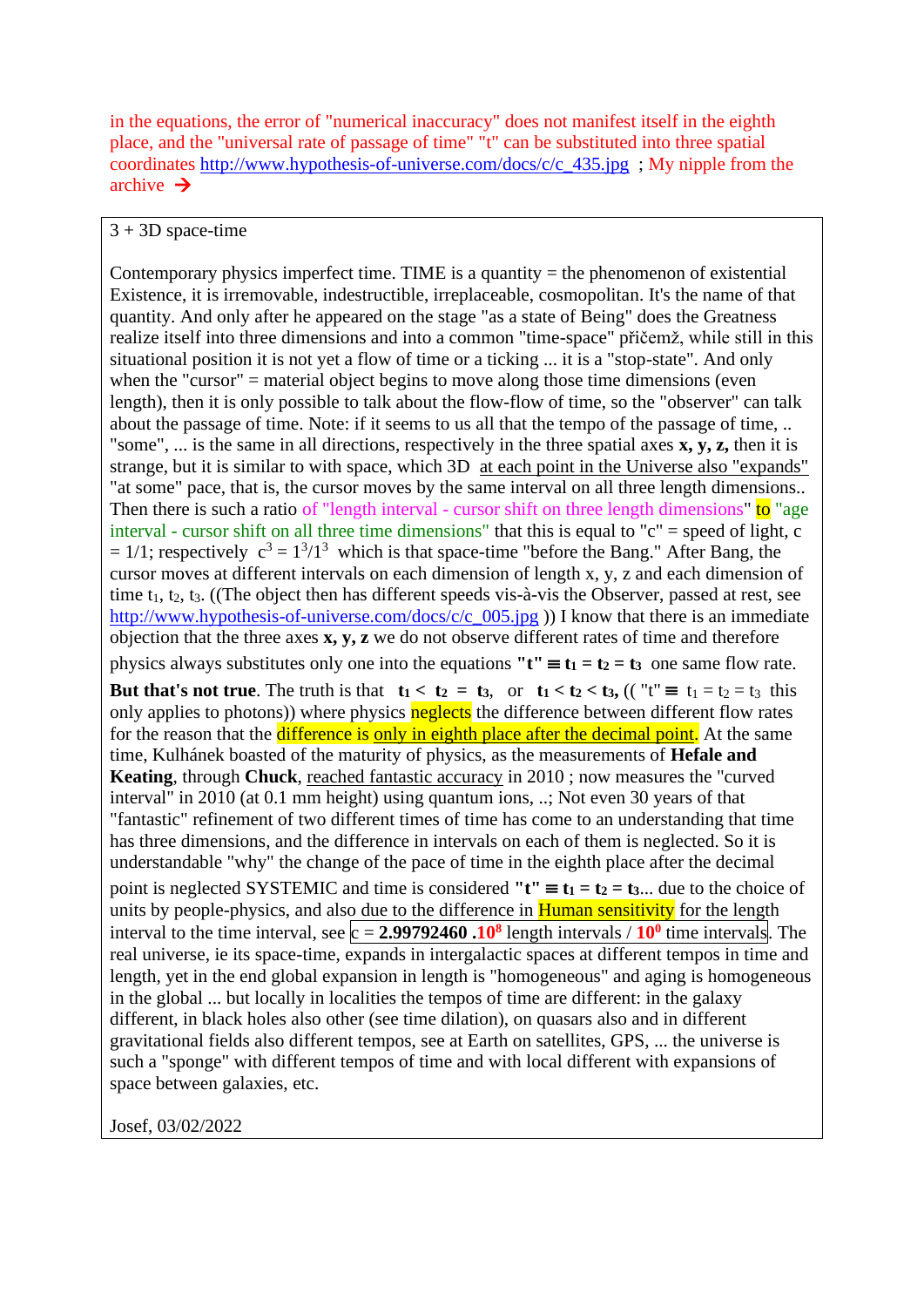in the equations, the error of "numerical inaccuracy" does not manifest itself in the eighth place, and the "universal rate of passage of time" "t" can be substituted into three spatial coordinates http://www.hypothesis-of-universe.com/docs/c/c_435.jpg ; My nipple from the archive →

3 + 3D space-time

Contemporary physics imperfect time. TIME is a quantity = the phenomenon of existential Existence, it is irremovable, indestructible, irreplaceable, cosmopolitan. It's the name of that quantity. And only after he appeared on the stage "as a state of Being" does the Greatness realize itself into three dimensions and into a common "time-space" přičemž, while still in this situational position it is not yet a flow of time or a ticking ... it is a "stop-state". And only when the "cursor" = material object begins to move along those time dimensions (even length), then it is only possible to talk about the flow-flow of time, so the "observer" can talk about the passage of time. Note: if it seems to us all that the tempo of the passage of time, .. "some", ... is the same in all directions, respectively in the three spatial axes **x, y, z,** then it is strange, but it is similar to with space, which 3D at each point in the Universe also "expands" "at some" pace, that is, the cursor moves by the same interval on all three length dimensions.. Then there is such a ratio of "length interval - cursor shift on three length dimensions" to "age interval - cursor shift on all three time dimensions" that this is equal to "c" = speed of light, c = 1/1; respectively $c^3 = 1^3/1^3$ which is that space-time "before the Bang." After Bang, the cursor moves at different intervals on each dimension of length x, y, z and each dimension of time $t_1$, $t_2$, $t_3$. ((The object then has different speeds vis-à-vis the Observer, passed at rest, see http://www.hypothesis-of-universe.com/docs/c/c_005.jpg )) I know that there is an immediate objection that the three axes **x, y, z** we do not observe different rates of time and therefore physics always substitutes only one into the equations **"t"** $\equiv t_1 = t_2 = t_3$ one same flow rate. **But that's not true**. The truth is that $t_1 < t_2 = t_3$, or $t_1 < t_2 < t_3$, (( "t" $\equiv t_1 = t_2 = t_3$ this only applies to photons)) where physics neglects the difference between different flow rates for the reason that the difference is only in eighth place after the decimal point. At the same time, Kulhánek boasted of the maturity of physics, as the measurements of **Hefele and Keating**, through **Chuck**, reached fantastic accuracy in 2010 ; now measures the "curved interval" in 2010 (at 0.1 mm height) using quantum ions, ..; Not even 30 years of that "fantastic" refinement of two different times of time has come to an understanding that time has three dimensions, and the difference in intervals on each of them is neglected. So it is understandable "why" the change of the pace of time in the eighth place after the decimal point is neglected SYSTEMIC and time is considered **"t"** $\equiv t_1 = t_2 = t_3$... due to the choice of units by people-physics, and also due to the difference in Human sensitivity for the length interval to the time interval, see c = **2.99792460 .10**$^{8}$ length intervals / **10**$^{0}$ time intervals. The real universe, ie its space-time, expands in intergalactic spaces at different tempos in time and length, yet in the end global expansion in length is "homogeneous" and aging is homogeneous in the global ... but locally in localities the tempos of time are different: in the galaxy different, in black holes also other (see time dilation), on quasars also and in different gravitational fields also different tempos, see at Earth on satellites, GPS, ... the universe is such a "sponge" with different tempos of time and with local different with expansions of space between galaxies, etc.

Josef, 03/02/2022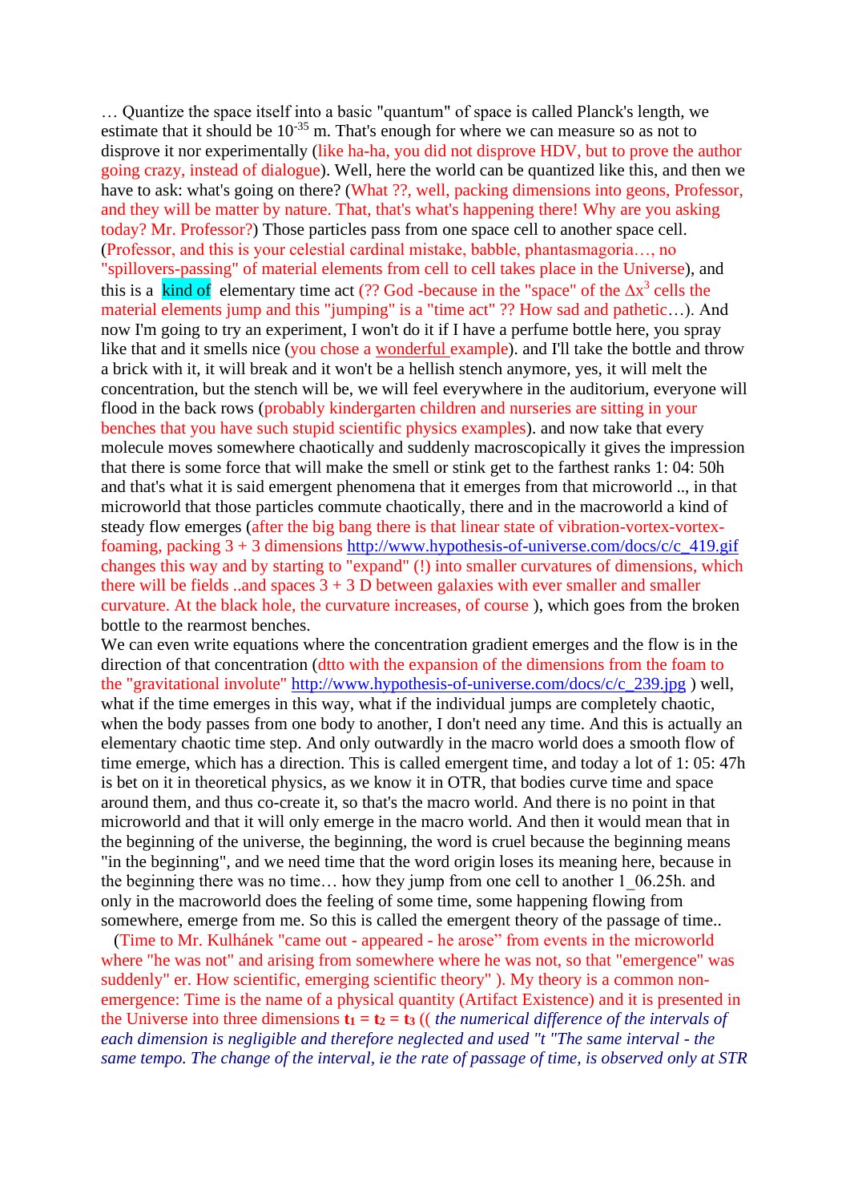… Quantize the space itself into a basic "quantum" of space is called Planck's length, we estimate that it should be $10^{-35}$ m. That's enough for where we can measure so as not to disprove it nor experimentally (like ha-ha, you did not disprove HDV, but to prove the author going crazy, instead of dialogue). Well, here the world can be quantized like this, and then we have to ask: what's going on there? (What ??, well, packing dimensions into geons, Professor, and they will be matter by nature. That, that's what's happening there! Why are you asking today? Mr. Professor?) Those particles pass from one space cell to another space cell. (Professor, and this is your celestial cardinal mistake, babble, phantasmagoria…, no "spillovers-passing" of material elements from cell to cell takes place in the Universe), and this is a kind of elementary time act (?? God -because in the "space" of the $\Delta x^3$ cells the material elements jump and this "jumping" is a "time act" ?? How sad and pathetic…). And now I'm going to try an experiment, I won't do it if I have a perfume bottle here, you spray like that and it smells nice (you chose a wonderful example). and I'll take the bottle and throw a brick with it, it will break and it won't be a hellish stench anymore, yes, it will melt the concentration, but the stench will be, we will feel everywhere in the auditorium, everyone will flood in the back rows (probably kindergarten children and nurseries are sitting in your benches that you have such stupid scientific physics examples). and now take that every molecule moves somewhere chaotically and suddenly macroscopically it gives the impression that there is some force that will make the smell or stink get to the farthest ranks 1: 04: 50h and that's what it is said emergent phenomena that it emerges from that microworld .., in that microworld that those particles commute chaotically, there and in the macroworld a kind of steady flow emerges (after the big bang there is that linear state of vibration-vortex-vortex-foaming, packing 3 + 3 dimensions http://www.hypothesis-of-universe.com/docs/c/c_419.gif changes this way and by starting to "expand" (!) into smaller curvatures of dimensions, which there will be fields ..and spaces 3 + 3 D between galaxies with ever smaller and smaller curvature. At the black hole, the curvature increases, of course ), which goes from the broken bottle to the rearmost benches.

We can even write equations where the concentration gradient emerges and the flow is in the direction of that concentration (dtto with the expansion of the dimensions from the foam to the "gravitational involute" http://www.hypothesis-of-universe.com/docs/c/c_239.jpg ) well, what if the time emerges in this way, what if the individual jumps are completely chaotic, when the body passes from one body to another, I don't need any time. And this is actually an elementary chaotic time step. And only outwardly in the macro world does a smooth flow of time emerge, which has a direction. This is called emergent time, and today a lot of 1: 05: 47h is bet on it in theoretical physics, as we know it in OTR, that bodies curve time and space around them, and thus co-create it, so that's the macro world. And there is no point in that microworld and that it will only emerge in the macro world. And then it would mean that in the beginning of the universe, the beginning, the word is cruel because the beginning means "in the beginning", and we need time that the word origin loses its meaning here, because in the beginning there was no time… how they jump from one cell to another 1_06.25h. and only in the macroworld does the feeling of some time, some happening flowing from somewhere, emerge from me. So this is called the emergent theory of the passage of time..

(Time to Mr. Kulhánek "came out - appeared - he arose" from events in the microworld where "he was not" and arising from somewhere where he was not, so that "emergence" was suddenly" er. How scientific, emerging scientific theory" ). My theory is a common non-emergence: Time is the name of a physical quantity (Artifact Existence) and it is presented in the Universe into three dimensions $t_1 = t_2 = t_3$ (( *the numerical difference of the intervals of each dimension is negligible and therefore neglected and used "t "The same interval - the same tempo. The change of the interval, ie the rate of passage of time, is observed only at STR*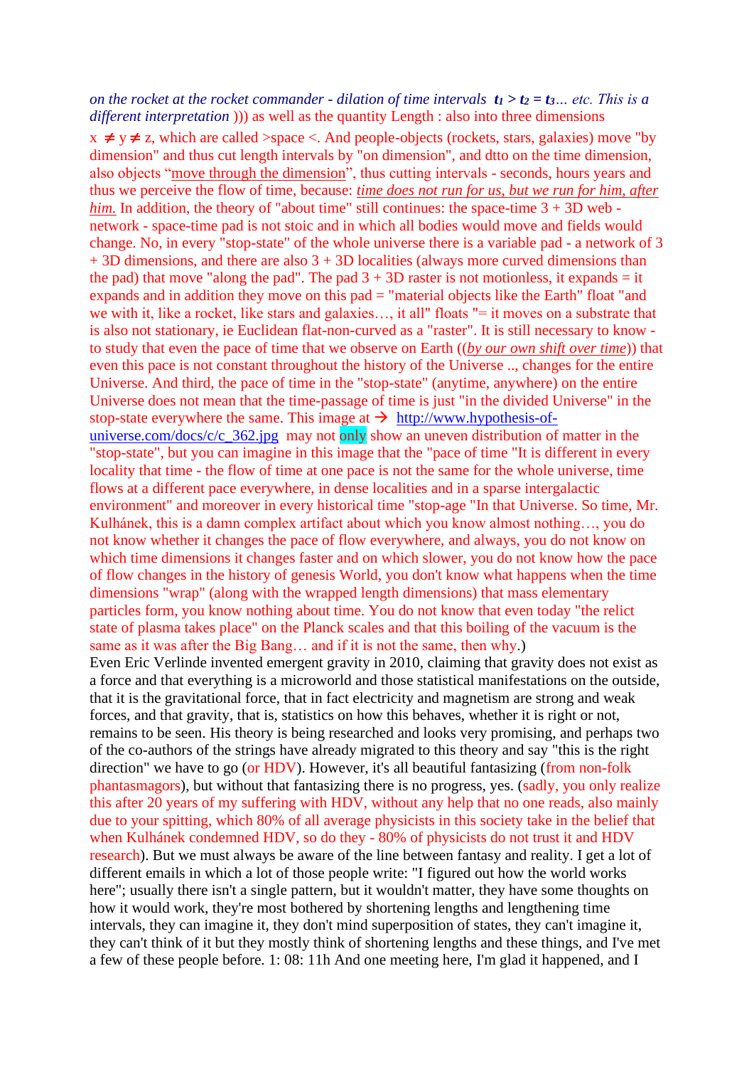*on the rocket at the rocket commander - dilation of time intervals* $t_1 > t_2 = t_3$*... etc. This is a different interpretation* ))) as well as the quantity Length : also into three dimensions $x \neq y \neq z$, which are called >space <. And people-objects (rockets, stars, galaxies) move "by dimension" and thus cut length intervals by "on dimension", and dtto on the time dimension, also objects "move through the dimension", thus cutting intervals - seconds, hours years and thus we perceive the flow of time, because: *time does not run for us, but we run for him, after him.* In addition, the theory of "about time" still continues: the space-time 3 + 3D web - network - space-time pad is not stoic and in which all bodies would move and fields would change. No, in every "stop-state" of the whole universe there is a variable pad - a network of 3 + 3D dimensions, and there are also 3 + 3D localities (always more curved dimensions than the pad) that move "along the pad". The pad 3 + 3D raster is not motionless, it expands = it expands and in addition they move on this pad = "material objects like the Earth" float "and we with it, like a rocket, like stars and galaxies…, it all" floats "= it moves on a substrate that is also not stationary, ie Euclidean flat-non-curved as a "raster". It is still necessary to know - to study that even the pace of time that we observe on Earth ((*by our own shift over time*)) that even this pace is not constant throughout the history of the Universe .., changes for the entire Universe. And third, the pace of time in the "stop-state" (anytime, anywhere) on the entire Universe does not mean that the time-passage of time is just "in the divided Universe" in the stop-state everywhere the same. This image at → http://www.hypothesis-of-universe.com/docs/c/c_362.jpg may not only show an uneven distribution of matter in the "stop-state", but you can imagine in this image that the "pace of time "It is different in every locality that time - the flow of time at one pace is not the same for the whole universe, time flows at a different pace everywhere, in dense localities and in a sparse intergalactic environment" and moreover in every historical time "stop-age "In that Universe. So time, Mr. Kulhánek, this is a damn complex artifact about which you know almost nothing…, you do not know whether it changes the pace of flow everywhere, and always, you do not know on which time dimensions it changes faster and on which slower, you do not know how the pace of flow changes in the history of genesis World, you don't know what happens when the time dimensions "wrap" (along with the wrapped length dimensions) that mass elementary particles form, you know nothing about time. You do not know that even today "the relict state of plasma takes place" on the Planck scales and that this boiling of the vacuum is the same as it was after the Big Bang… and if it is not the same, then why.)

Even Eric Verlinde invented emergent gravity in 2010, claiming that gravity does not exist as a force and that everything is a microworld and those statistical manifestations on the outside, that it is the gravitational force, that in fact electricity and magnetism are strong and weak forces, and that gravity, that is, statistics on how this behaves, whether it is right or not, remains to be seen. His theory is being researched and looks very promising, and perhaps two of the co-authors of the strings have already migrated to this theory and say "this is the right direction" we have to go (or HDV). However, it's all beautiful fantasizing (from non-folk phantasmagors), but without that fantasizing there is no progress, yes. (sadly, you only realize this after 20 years of my suffering with HDV, without any help that no one reads, also mainly due to your spitting, which 80% of all average physicists in this society take in the belief that when Kulhánek condemned HDV, so do they - 80% of physicists do not trust it and HDV research). But we must always be aware of the line between fantasy and reality. I get a lot of different emails in which a lot of those people write: "I figured out how the world works here"; usually there isn't a single pattern, but it wouldn't matter, they have some thoughts on how it would work, they're most bothered by shortening lengths and lengthening time intervals, they can imagine it, they don't mind superposition of states, they can't imagine it, they can't think of it but they mostly think of shortening lengths and these things, and I've met a few of these people before. 1: 08: 11h And one meeting here, I'm glad it happened, and I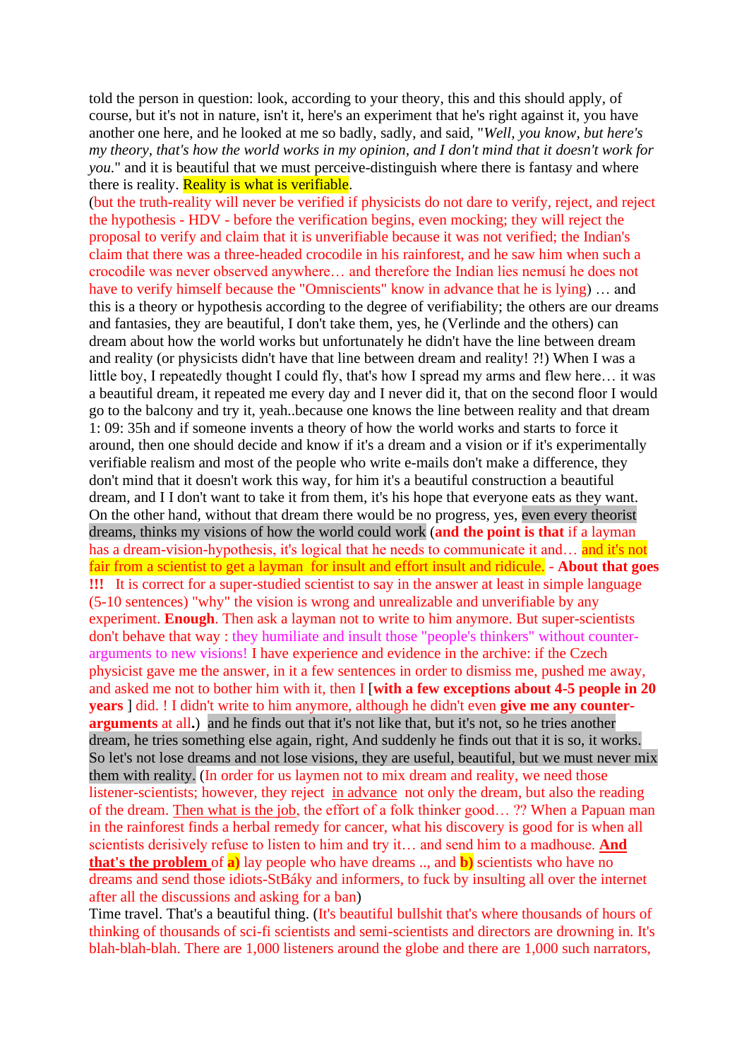told the person in question: look, according to your theory, this and this should apply, of course, but it's not in nature, isn't it, here's an experiment that he's right against it, you have another one here, and he looked at me so badly, sadly, and said, "*Well, you know, but here's my theory, that's how the world works in my opinion, and I don't mind that it doesn't work for you.*" and it is beautiful that we must perceive-distinguish where there is fantasy and where there is reality. Reality is what is verifiable.

(but the truth-reality will never be verified if physicists do not dare to verify, reject, and reject the hypothesis - HDV - before the verification begins, even mocking; they will reject the proposal to verify and claim that it is unverifiable because it was not verified; the Indian's claim that there was a three-headed crocodile in his rainforest, and he saw him when such a crocodile was never observed anywhere… and therefore the Indian lies nemusí he does not have to verify himself because the "Omniscients" know in advance that he is lying) … and this is a theory or hypothesis according to the degree of verifiability; the others are our dreams and fantasies, they are beautiful, I don't take them, yes, he (Verlinde and the others) can dream about how the world works but unfortunately he didn't have the line between dream and reality (or physicists didn't have that line between dream and reality! ?!) When I was a little boy, I repeatedly thought I could fly, that's how I spread my arms and flew here… it was a beautiful dream, it repeated me every day and I never did it, that on the second floor I would go to the balcony and try it, yeah..because one knows the line between reality and that dream 1: 09: 35h and if someone invents a theory of how the world works and starts to force it around, then one should decide and know if it's a dream and a vision or if it's experimentally verifiable realism and most of the people who write e-mails don't make a difference, they don't mind that it doesn't work this way, for him it's a beautiful construction a beautiful dream, and I I don't want to take it from them, it's his hope that everyone eats as they want. On the other hand, without that dream there would be no progress, yes, even every theorist dreams, thinks my visions of how the world could work (**and the point is that** if a layman has a dream-vision-hypothesis, it's logical that he needs to communicate it and… and it's not fair from a scientist to get a layman for insult and effort insult and ridicule. - **About that goes !!!** It is correct for a super-studied scientist to say in the answer at least in simple language (5-10 sentences) "why" the vision is wrong and unrealizable and unverifiable by any experiment. **Enough**. Then ask a layman not to write to him anymore. But super-scientists don't behave that way : they humiliate and insult those "people's thinkers" without counter-arguments to new visions! I have experience and evidence in the archive: if the Czech physicist gave me the answer, in it a few sentences in order to dismiss me, pushed me away, and asked me not to bother him with it, then I [**with a few exceptions about 4-5 people in 20 years** ] did. ! I didn't write to him anymore, although he didn't even **give me any counter-arguments** at all**.**) and he finds out that it's not like that, but it's not, so he tries another dream, he tries something else again, right, And suddenly he finds out that it is so, it works. So let's not lose dreams and not lose visions, they are useful, beautiful, but we must never mix them with reality. (In order for us laymen not to mix dream and reality, we need those listener-scientists; however, they reject <u>in advance</u> not only the dream, but also the reading of the dream. <u>Then what is the job</u>, the effort of a folk thinker good… ?? When a Papuan man in the rainforest finds a herbal remedy for cancer, what his discovery is good for is when all scientists derisively refuse to listen to him and try it… and send him to a madhouse. <u>**And that's the problem**</u> of **a)** lay people who have dreams .., and **b)** scientists who have no dreams and send those idiots-StBáky and informers, to fuck by insulting all over the internet after all the discussions and asking for a ban)

Time travel. That's a beautiful thing. (It's beautiful bullshit that's where thousands of hours of thinking of thousands of sci-fi scientists and semi-scientists and directors are drowning in. It's blah-blah-blah. There are 1,000 listeners around the globe and there are 1,000 such narrators,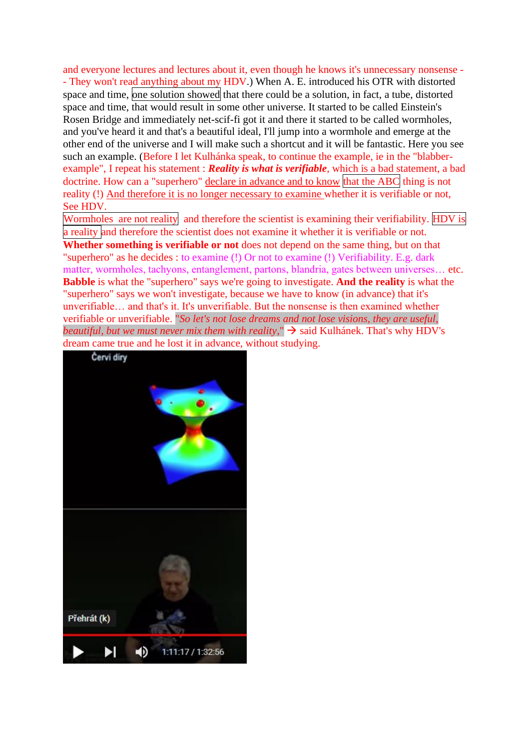and everyone lectures and lectures about it, even though he knows it's unnecessary nonsense -- They won't read anything about my HDV.) When A. E. introduced his OTR with distorted space and time, one solution showed that there could be a solution, in fact, a tube, distorted space and time, that would result in some other universe. It started to be called Einstein's Rosen Bridge and immediately net-scif-fi got it and there it started to be called wormholes, and you've heard it and that's a beautiful ideal, I'll jump into a wormhole and emerge at the other end of the universe and I will make such a shortcut and it will be fantastic. Here you see such an example. (Before I let Kulhánka speak, to continue the example, ie in the "blabber-example", I repeat his statement : ***Reality is what is verifiable***, which is a bad statement, a bad doctrine. How can a "superhero" declare in advance and to know that the ABC thing is not reality (!) And therefore it is no longer necessary to examine whether it is verifiable or not, See HDV.

Wormholes are not reality and therefore the scientist is examining their verifiability. HDV is a reality and therefore the scientist does not examine it whether it is verifiable or not.

**Whether something is verifiable or not** does not depend on the same thing, but on that "superhero" as he decides : to examine (!) Or not to examine (!) Verifiability. E.g. dark matter, wormholes, tachyons, entanglement, partons, blandria, gates between universes… etc.

**Babble** is what the "superhero" says we're going to investigate. **And the reality** is what the "superhero" says we won't investigate, because we have to know (in advance) that it's unverifiable… and that's it. It's unverifiable. But the nonsense is then examined whether verifiable or unverifiable. *"So let's not lose dreams and not lose visions, they are useful, beautiful, but we must never mix them with reality,"* → said Kulhánek. That's why HDV's dream came true and he lost it in advance, without studying.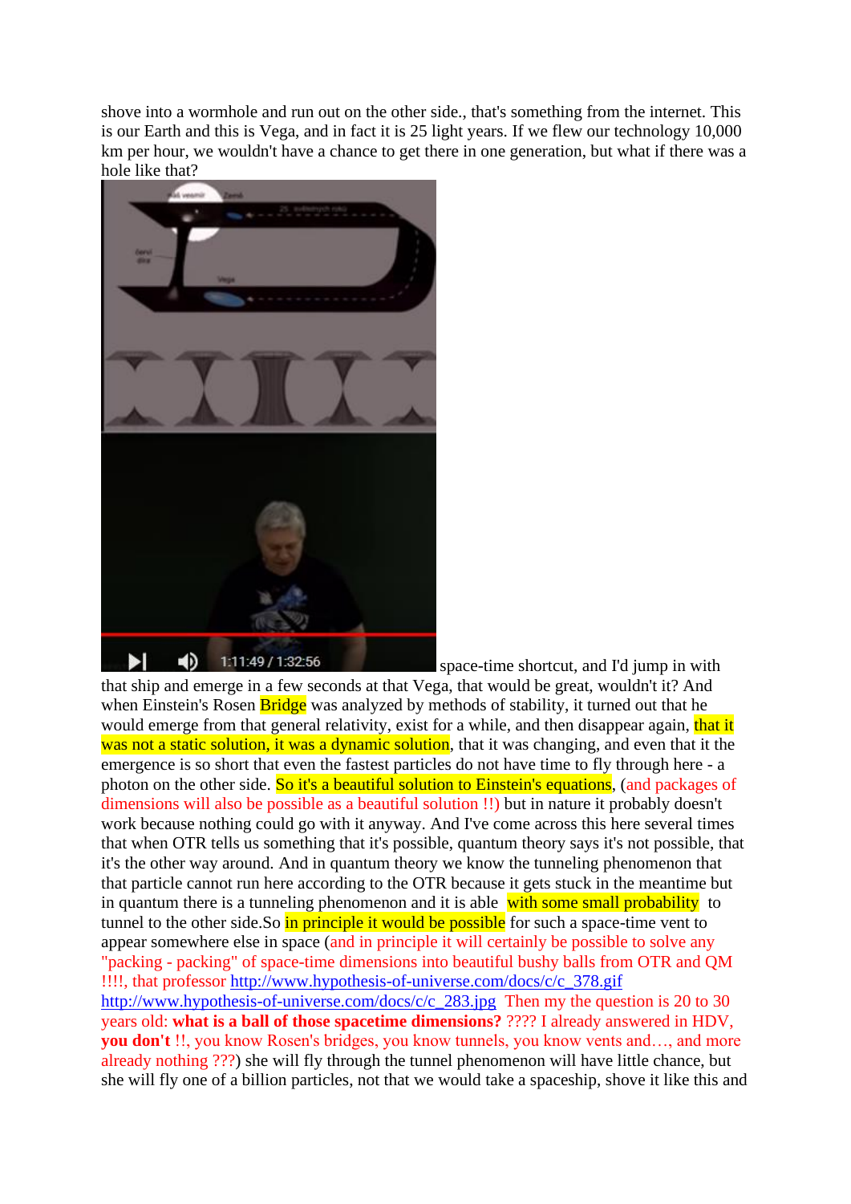shove into a wormhole and run out on the other side., that's something from the internet. This is our Earth and this is Vega, and in fact it is 25 light years. If we flew our technology 10,000 km per hour, we wouldn't have a chance to get there in one generation, but what if there was a hole like that? space-time shortcut, and I'd jump in with that ship and emerge in a few seconds at that Vega, that would be great, wouldn't it? And when Einstein's Rosen Bridge was analyzed by methods of stability, it turned out that he would emerge from that general relativity, exist for a while, and then disappear again, that it was not a static solution, it was a dynamic solution, that it was changing, and even that it the emergence is so short that even the fastest particles do not have time to fly through here - a photon on the other side. So it's a beautiful solution to Einstein's equations, (and packages of dimensions will also be possible as a beautiful solution !!) but in nature it probably doesn't work because nothing could go with it anyway. And I've come across this here several times that when OTR tells us something that it's possible, quantum theory says it's not possible, that it's the other way around. And in quantum theory we know the tunneling phenomenon that that particle cannot run here according to the OTR because it gets stuck in the meantime but in quantum there is a tunneling phenomenon and it is able with some small probability to tunnel to the other side.So in principle it would be possible for such a space-time vent to appear somewhere else in space (and in principle it will certainly be possible to solve any "packing - packing" of space-time dimensions into beautiful bushy balls from OTR and QM !!!!, that professor http://www.hypothesis-of-universe.com/docs/c/c_378.gif http://www.hypothesis-of-universe.com/docs/c/c_283.jpg Then my the question is 20 to 30 years old: **what is a ball of those spacetime dimensions?** ???? I already answered in HDV, **you don't** !!, you know Rosen's bridges, you know tunnels, you know vents and…, and more already nothing ???) she will fly through the tunnel phenomenon will have little chance, but she will fly one of a billion particles, not that we would take a spaceship, shove it like this and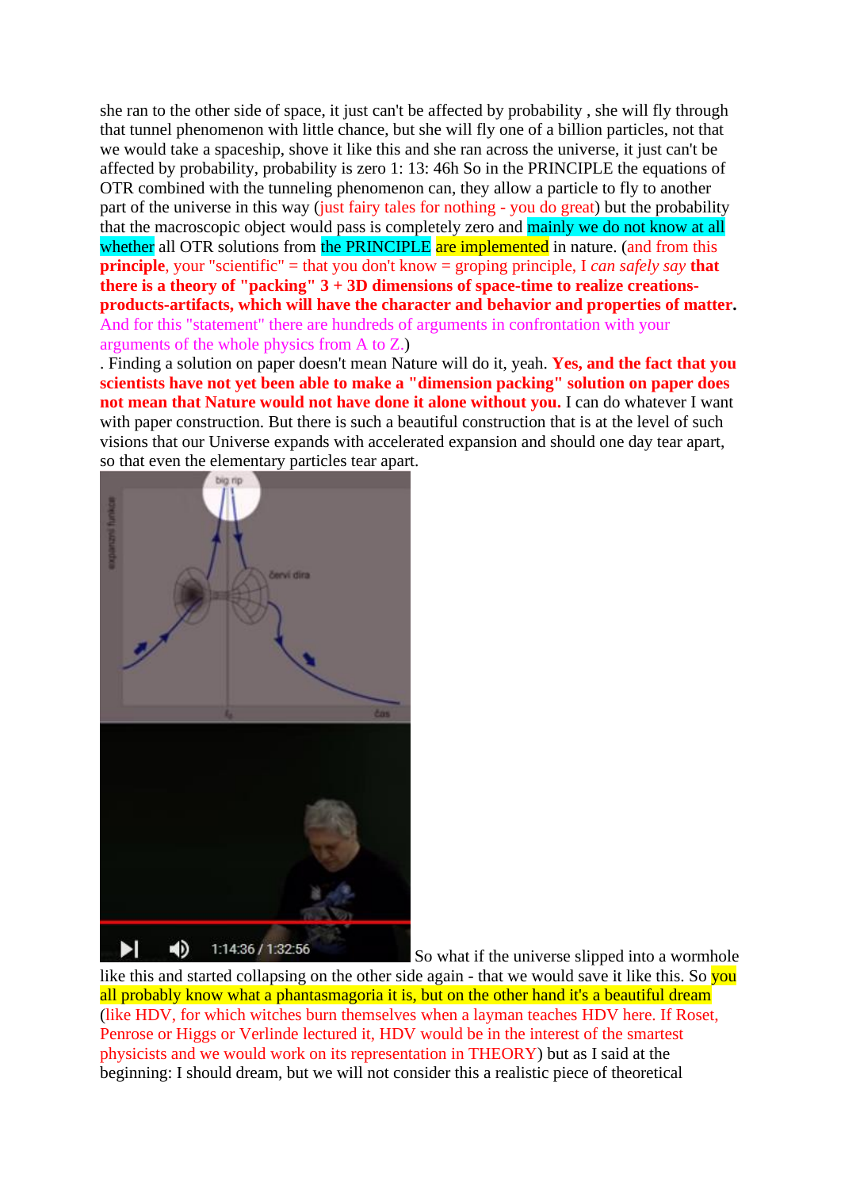she ran to the other side of space, it just can't be affected by probability , she will fly through that tunnel phenomenon with little chance, but she will fly one of a billion particles, not that we would take a spaceship, shove it like this and she ran across the universe, it just can't be affected by probability, probability is zero 1: 13: 46h So in the PRINCIPLE the equations of OTR combined with the tunneling phenomenon can, they allow a particle to fly to another part of the universe in this way (just fairy tales for nothing - you do great) but the probability that the macroscopic object would pass is completely zero and mainly we do not know at all whether all OTR solutions from the PRINCIPLE are implemented in nature. (and from this **principle**, your "scientific" = that you don't know = groping principle, I *can safely say* **that there is a theory of "packing" 3 + 3D dimensions of space-time to realize creations-products-artifacts, which will have the character and behavior and properties of matter**. And for this "statement" there are hundreds of arguments in confrontation with your arguments of the whole physics from A to Z.)

. Finding a solution on paper doesn't mean Nature will do it, yeah. **Yes, and the fact that you scientists have not yet been able to make a "dimension packing" solution on paper does not mean that Nature would not have done it alone without you.** I can do whatever I want with paper construction. But there is such a beautiful construction that is at the level of such visions that our Universe expands with accelerated expansion and should one day tear apart, so that even the elementary particles tear apart.

So what if the universe slipped into a wormhole like this and started collapsing on the other side again - that we would save it like this. So you all probably know what a phantasmagoria it is, but on the other hand it's a beautiful dream (like HDV, for which witches burn themselves when a layman teaches HDV here. If Roset, Penrose or Higgs or Verlinde lectured it, HDV would be in the interest of the smartest physicists and we would work on its representation in THEORY) but as I said at the beginning: I should dream, but we will not consider this a realistic piece of theoretical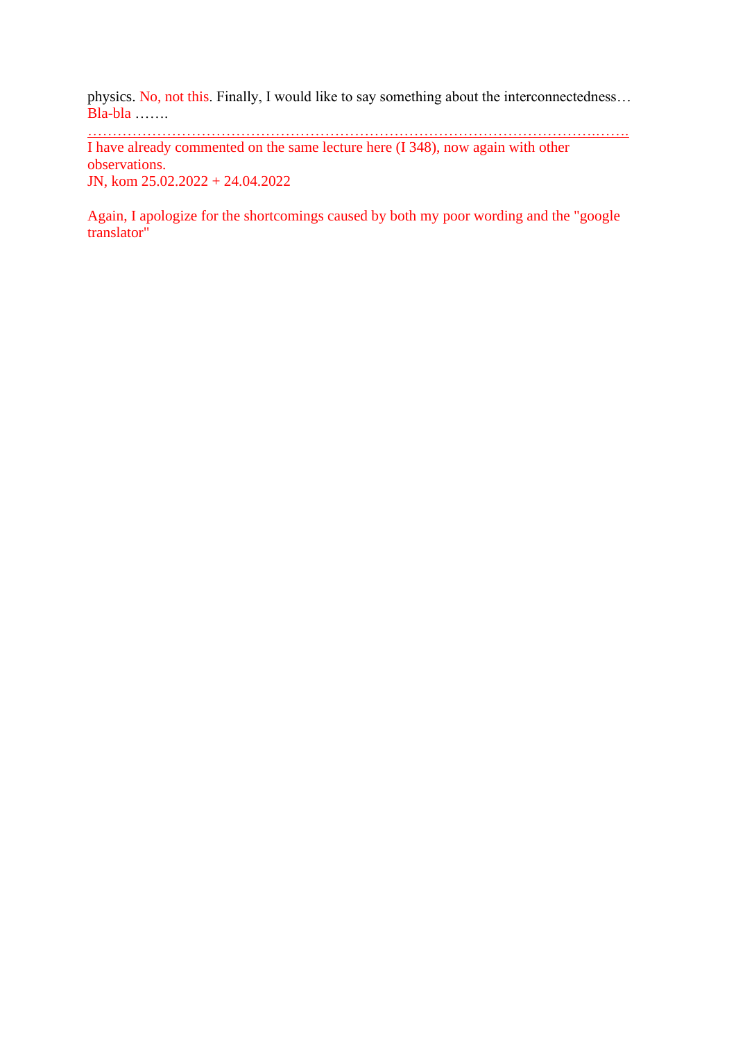physics. No, not this. Finally, I would like to say something about the interconnectedness… Bla-bla …….

……………………………………………………………………………………………..…….

I have already commented on the same lecture here (I 348), now again with other observations.

JN, kom 25.02.2022 + 24.04.2022

Again, I apologize for the shortcomings caused by both my poor wording and the "google translator"